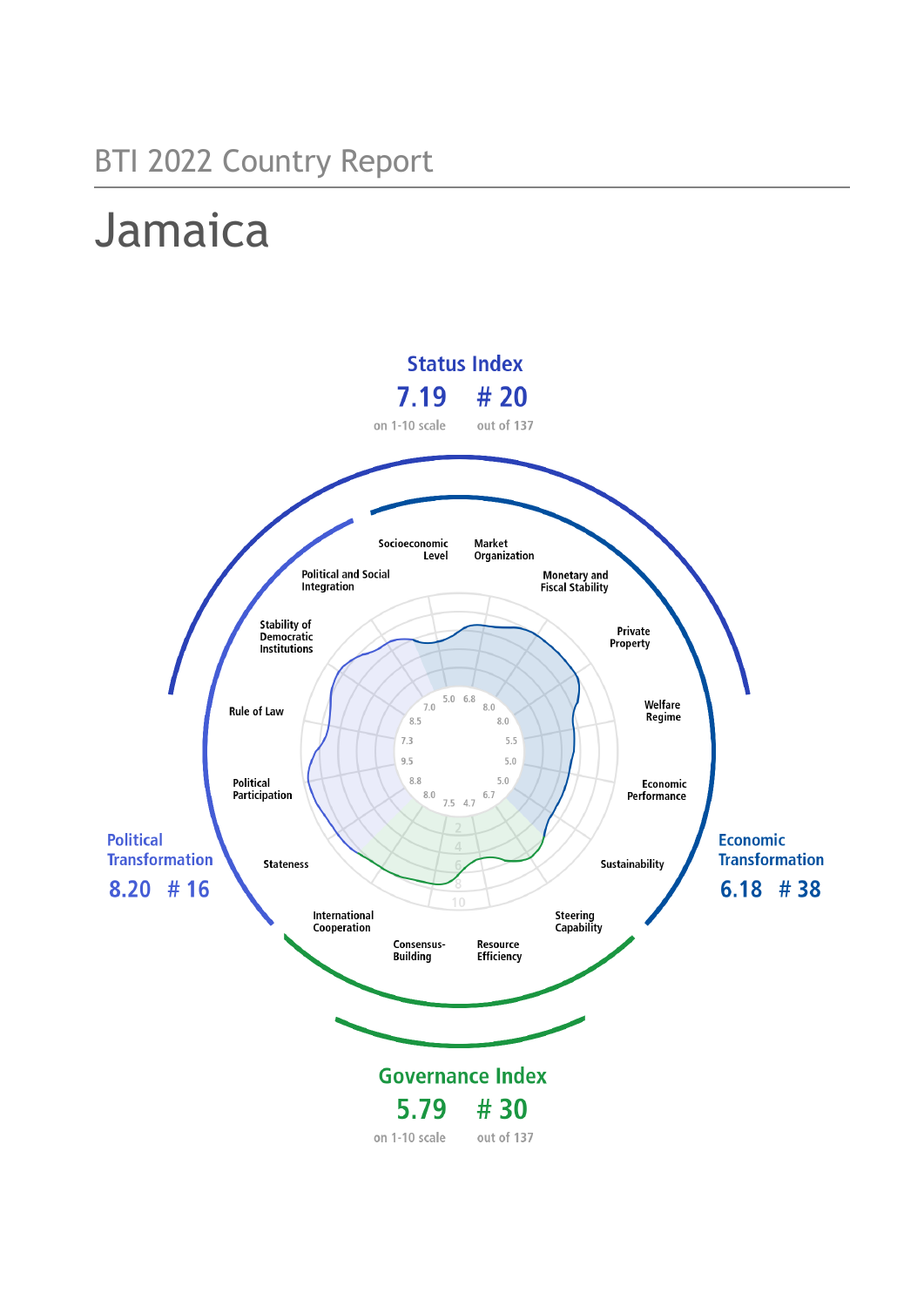# BTI 2022 Country Report

# Jamaica

## Status Index

**7.19** on 1-10 scale

**# 20** out of 137

## Political Transformation

**8.20** **# 16**

## Economic Transformation

**6.18** **# 38**

## Governance Index

**5.79** on 1-10 scale

**# 30** out of 137

| Criterion | Score |
|---|---|
| Socioeconomic Level | 5.0 |
| Market Organization | 6.8 |
| Monetary and Fiscal Stability | 8.0 |
| Private Property | 8.0 |
| Welfare Regime | 5.5 |
| Economic Performance | 5.0 |
| Sustainability | 5.0 |
| Steering Capability | 6.7 |
| Resource Efficiency | 4.7 |
| Consensus-Building | 7.5 |
| International Cooperation | 8.0 |
| Stateness | 8.8 |
| Political Participation | 9.5 |
| Rule of Law | 7.3 |
| Stability of Democratic Institutions | 8.5 |
| Political and Social Integration | 7.0 |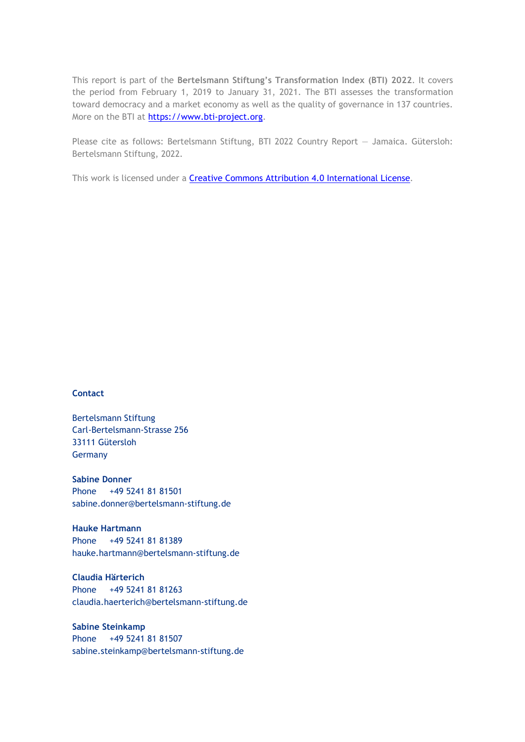This report is part of the **Bertelsmann Stiftung's Transformation Index (BTI) 2022**. It covers the period from February 1, 2019 to January 31, 2021. The BTI assesses the transformation toward democracy and a market economy as well as the quality of governance in 137 countries. More on the BTI at [https://www.bti-project.org](https://www.bti-project.org).

Please cite as follows: Bertelsmann Stiftung, BTI 2022 Country Report — Jamaica. Gütersloh: Bertelsmann Stiftung, 2022.

This work is licensed under a [Creative Commons Attribution 4.0 International License](https://creativecommons.org/licenses/by/4.0/).

**Contact**

Bertelsmann Stiftung
Carl-Bertelsmann-Strasse 256
33111 Gütersloh
Germany

**Sabine Donner**
Phone +49 5241 81 81501
sabine.donner@bertelsmann-stiftung.de

**Hauke Hartmann**
Phone +49 5241 81 81389
hauke.hartmann@bertelsmann-stiftung.de

**Claudia Härterich**
Phone +49 5241 81 81263
claudia.haerterich@bertelsmann-stiftung.de

**Sabine Steinkamp**
Phone +49 5241 81 81507
sabine.steinkamp@bertelsmann-stiftung.de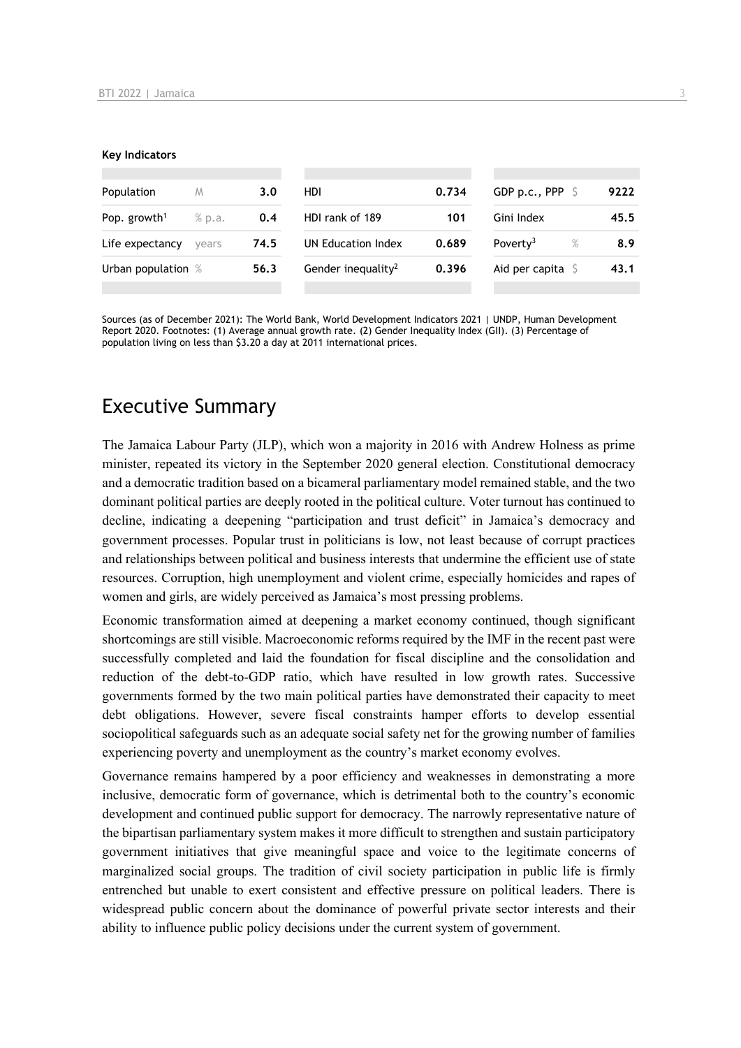**Key Indicators**

| Population | M | 3.0 | HDI | 0.734 | GDP p.c., PPP | $ | 9222 |
|---|---|---|---|---|---|---|---|
| Pop. growth[1] | % p.a. | 0.4 | HDI rank of 189 | 101 | Gini Index | | 45.5 |
| Life expectancy | years | 74.5 | UN Education Index | 0.689 | Poverty[3] | % | 8.9 |
| Urban population | % | 56.3 | Gender inequality[2] | 0.396 | Aid per capita | $ | 43.1 |

Sources (as of December 2021): The World Bank, World Development Indicators 2021 | UNDP, Human Development Report 2020. Footnotes: (1) Average annual growth rate. (2) Gender Inequality Index (GII). (3) Percentage of population living on less than $3.20 a day at 2011 international prices.

# Executive Summary

The Jamaica Labour Party (JLP), which won a majority in 2016 with Andrew Holness as prime minister, repeated its victory in the September 2020 general election. Constitutional democracy and a democratic tradition based on a bicameral parliamentary model remained stable, and the two dominant political parties are deeply rooted in the political culture. Voter turnout has continued to decline, indicating a deepening "participation and trust deficit" in Jamaica's democracy and government processes. Popular trust in politicians is low, not least because of corrupt practices and relationships between political and business interests that undermine the efficient use of state resources. Corruption, high unemployment and violent crime, especially homicides and rapes of women and girls, are widely perceived as Jamaica's most pressing problems.

Economic transformation aimed at deepening a market economy continued, though significant shortcomings are still visible. Macroeconomic reforms required by the IMF in the recent past were successfully completed and laid the foundation for fiscal discipline and the consolidation and reduction of the debt-to-GDP ratio, which have resulted in low growth rates. Successive governments formed by the two main political parties have demonstrated their capacity to meet debt obligations. However, severe fiscal constraints hamper efforts to develop essential sociopolitical safeguards such as an adequate social safety net for the growing number of families experiencing poverty and unemployment as the country's market economy evolves.

Governance remains hampered by a poor efficiency and weaknesses in demonstrating a more inclusive, democratic form of governance, which is detrimental both to the country's economic development and continued public support for democracy. The narrowly representative nature of the bipartisan parliamentary system makes it more difficult to strengthen and sustain participatory government initiatives that give meaningful space and voice to the legitimate concerns of marginalized social groups. The tradition of civil society participation in public life is firmly entrenched but unable to exert consistent and effective pressure on political leaders. There is widespread public concern about the dominance of powerful private sector interests and their ability to influence public policy decisions under the current system of government.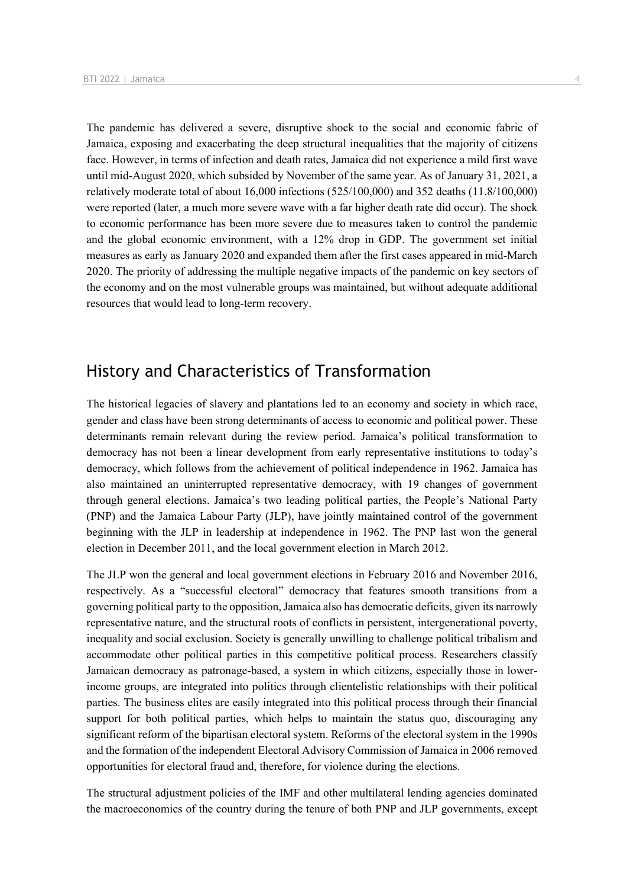The pandemic has delivered a severe, disruptive shock to the social and economic fabric of Jamaica, exposing and exacerbating the deep structural inequalities that the majority of citizens face. However, in terms of infection and death rates, Jamaica did not experience a mild first wave until mid-August 2020, which subsided by November of the same year. As of January 31, 2021, a relatively moderate total of about 16,000 infections (525/100,000) and 352 deaths (11.8/100,000) were reported (later, a much more severe wave with a far higher death rate did occur). The shock to economic performance has been more severe due to measures taken to control the pandemic and the global economic environment, with a 12% drop in GDP. The government set initial measures as early as January 2020 and expanded them after the first cases appeared in mid-March 2020. The priority of addressing the multiple negative impacts of the pandemic on key sectors of the economy and on the most vulnerable groups was maintained, but without adequate additional resources that would lead to long-term recovery.

## History and Characteristics of Transformation

The historical legacies of slavery and plantations led to an economy and society in which race, gender and class have been strong determinants of access to economic and political power. These determinants remain relevant during the review period. Jamaica's political transformation to democracy has not been a linear development from early representative institutions to today's democracy, which follows from the achievement of political independence in 1962. Jamaica has also maintained an uninterrupted representative democracy, with 19 changes of government through general elections. Jamaica's two leading political parties, the People's National Party (PNP) and the Jamaica Labour Party (JLP), have jointly maintained control of the government beginning with the JLP in leadership at independence in 1962. The PNP last won the general election in December 2011, and the local government election in March 2012.

The JLP won the general and local government elections in February 2016 and November 2016, respectively. As a "successful electoral" democracy that features smooth transitions from a governing political party to the opposition, Jamaica also has democratic deficits, given its narrowly representative nature, and the structural roots of conflicts in persistent, intergenerational poverty, inequality and social exclusion. Society is generally unwilling to challenge political tribalism and accommodate other political parties in this competitive political process. Researchers classify Jamaican democracy as patronage-based, a system in which citizens, especially those in lower-income groups, are integrated into politics through clientelistic relationships with their political parties. The business elites are easily integrated into this political process through their financial support for both political parties, which helps to maintain the status quo, discouraging any significant reform of the bipartisan electoral system. Reforms of the electoral system in the 1990s and the formation of the independent Electoral Advisory Commission of Jamaica in 2006 removed opportunities for electoral fraud and, therefore, for violence during the elections.

The structural adjustment policies of the IMF and other multilateral lending agencies dominated the macroeconomics of the country during the tenure of both PNP and JLP governments, except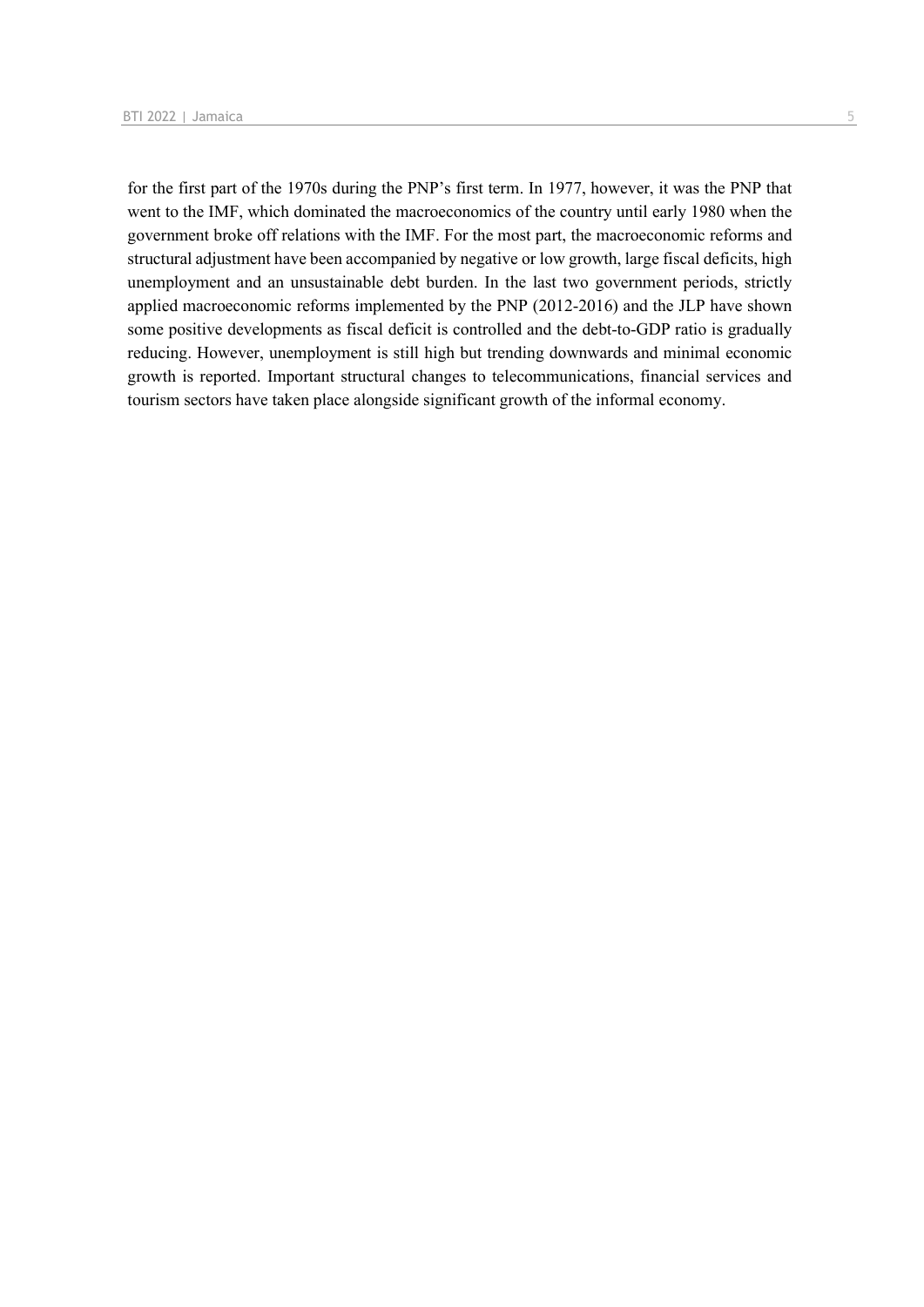for the first part of the 1970s during the PNP's first term. In 1977, however, it was the PNP that went to the IMF, which dominated the macroeconomics of the country until early 1980 when the government broke off relations with the IMF. For the most part, the macroeconomic reforms and structural adjustment have been accompanied by negative or low growth, large fiscal deficits, high unemployment and an unsustainable debt burden. In the last two government periods, strictly applied macroeconomic reforms implemented by the PNP (2012-2016) and the JLP have shown some positive developments as fiscal deficit is controlled and the debt-to-GDP ratio is gradually reducing. However, unemployment is still high but trending downwards and minimal economic growth is reported. Important structural changes to telecommunications, financial services and tourism sectors have taken place alongside significant growth of the informal economy.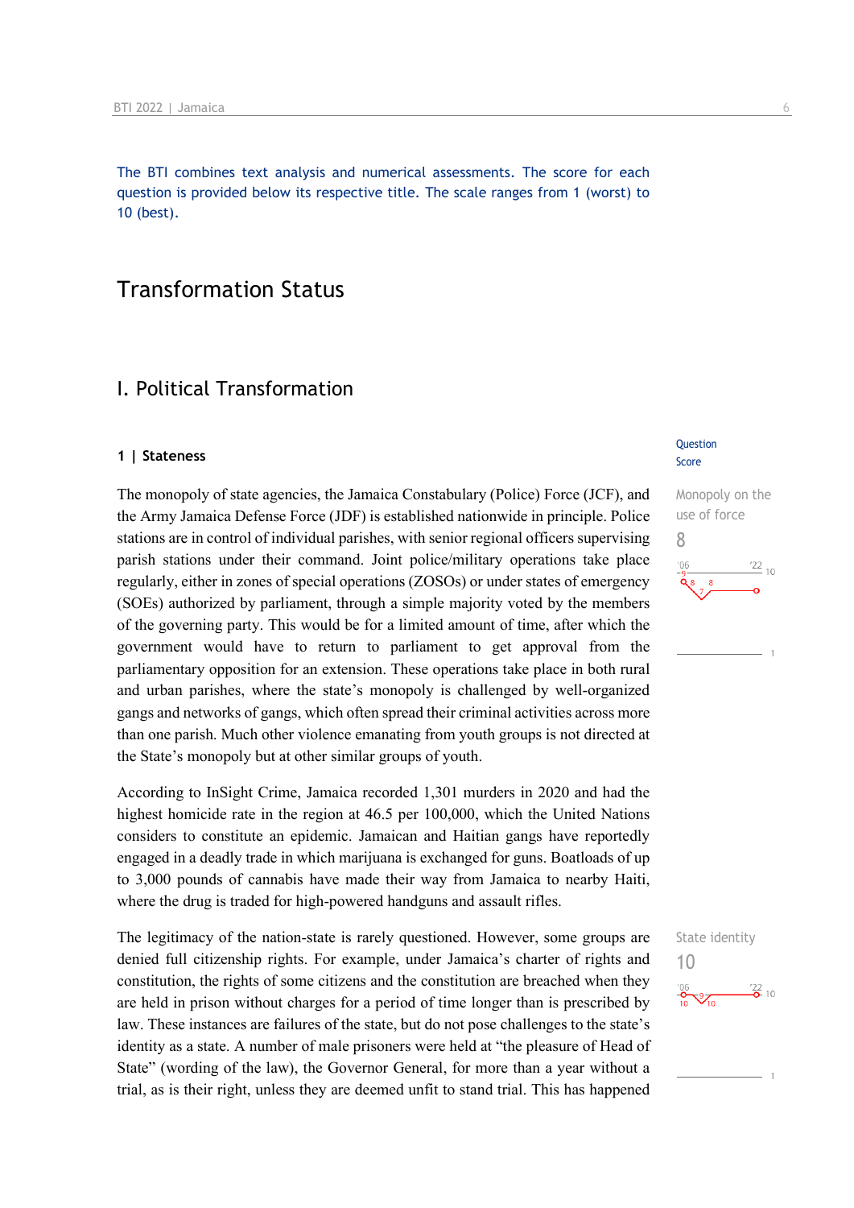The BTI combines text analysis and numerical assessments. The score for each question is provided below its respective title. The scale ranges from 1 (worst) to 10 (best).

# Transformation Status

## I. Political Transformation

### 1 | Stateness

Question Score

**Monopoly on the use of force**
8

The monopoly of state agencies, the Jamaica Constabulary (Police) Force (JCF), and the Army Jamaica Defense Force (JDF) is established nationwide in principle. Police stations are in control of individual parishes, with senior regional officers supervising parish stations under their command. Joint police/military operations take place regularly, either in zones of special operations (ZOSOs) or under states of emergency (SOEs) authorized by parliament, through a simple majority voted by the members of the governing party. This would be for a limited amount of time, after which the government would have to return to parliament to get approval from the parliamentary opposition for an extension. These operations take place in both rural and urban parishes, where the state's monopoly is challenged by well-organized gangs and networks of gangs, which often spread their criminal activities across more than one parish. Much other violence emanating from youth groups is not directed at the State's monopoly but at other similar groups of youth.

According to InSight Crime, Jamaica recorded 1,301 murders in 2020 and had the highest homicide rate in the region at 46.5 per 100,000, which the United Nations considers to constitute an epidemic. Jamaican and Haitian gangs have reportedly engaged in a deadly trade in which marijuana is exchanged for guns. Boatloads of up to 3,000 pounds of cannabis have made their way from Jamaica to nearby Haiti, where the drug is traded for high-powered handguns and assault rifles.

**State identity**
10

The legitimacy of the nation-state is rarely questioned. However, some groups are denied full citizenship rights. For example, under Jamaica's charter of rights and constitution, the rights of some citizens and the constitution are breached when they are held in prison without charges for a period of time longer than is prescribed by law. These instances are failures of the state, but do not pose challenges to the state's identity as a state. A number of male prisoners were held at "the pleasure of Head of State" (wording of the law), the Governor General, for more than a year without a trial, as is their right, unless they are deemed unfit to stand trial. This has happened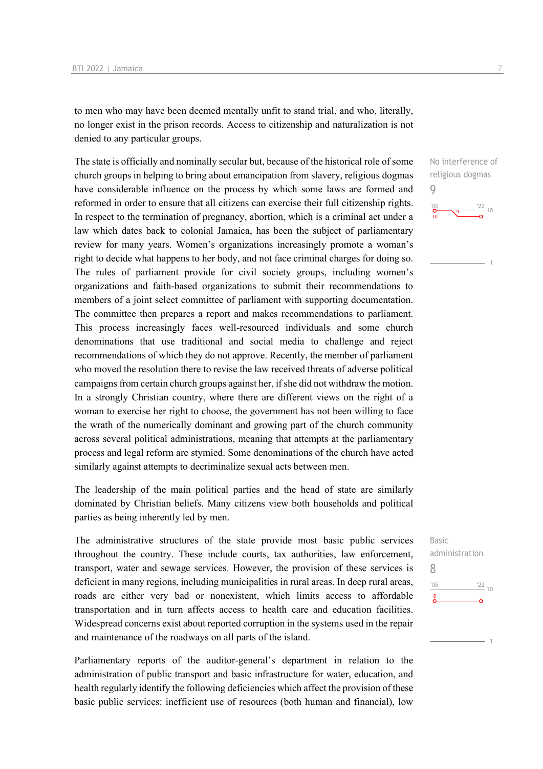to men who may have been deemed mentally unfit to stand trial, and who, literally, no longer exist in the prison records. Access to citizenship and naturalization is not denied to any particular groups.

No interference of religious dogmas
9

The state is officially and nominally secular but, because of the historical role of some church groups in helping to bring about emancipation from slavery, religious dogmas have considerable influence on the process by which some laws are formed and reformed in order to ensure that all citizens can exercise their full citizenship rights. In respect to the termination of pregnancy, abortion, which is a criminal act under a law which dates back to colonial Jamaica, has been the subject of parliamentary review for many years. Women's organizations increasingly promote a woman's right to decide what happens to her body, and not face criminal charges for doing so. The rules of parliament provide for civil society groups, including women's organizations and faith-based organizations to submit their recommendations to members of a joint select committee of parliament with supporting documentation. The committee then prepares a report and makes recommendations to parliament. This process increasingly faces well-resourced individuals and some church denominations that use traditional and social media to challenge and reject recommendations of which they do not approve. Recently, the member of parliament who moved the resolution there to revise the law received threats of adverse political campaigns from certain church groups against her, if she did not withdraw the motion. In a strongly Christian country, where there are different views on the right of a woman to exercise her right to choose, the government has not been willing to face the wrath of the numerically dominant and growing part of the church community across several political administrations, meaning that attempts at the parliamentary process and legal reform are stymied. Some denominations of the church have acted similarly against attempts to decriminalize sexual acts between men.

The leadership of the main political parties and the head of state are similarly dominated by Christian beliefs. Many citizens view both households and political parties as being inherently led by men.

Basic administration
8

The administrative structures of the state provide most basic public services throughout the country. These include courts, tax authorities, law enforcement, transport, water and sewage services. However, the provision of these services is deficient in many regions, including municipalities in rural areas. In deep rural areas, roads are either very bad or nonexistent, which limits access to affordable transportation and in turn affects access to health care and education facilities. Widespread concerns exist about reported corruption in the systems used in the repair and maintenance of the roadways on all parts of the island.

Parliamentary reports of the auditor-general's department in relation to the administration of public transport and basic infrastructure for water, education, and health regularly identify the following deficiencies which affect the provision of these basic public services: inefficient use of resources (both human and financial), low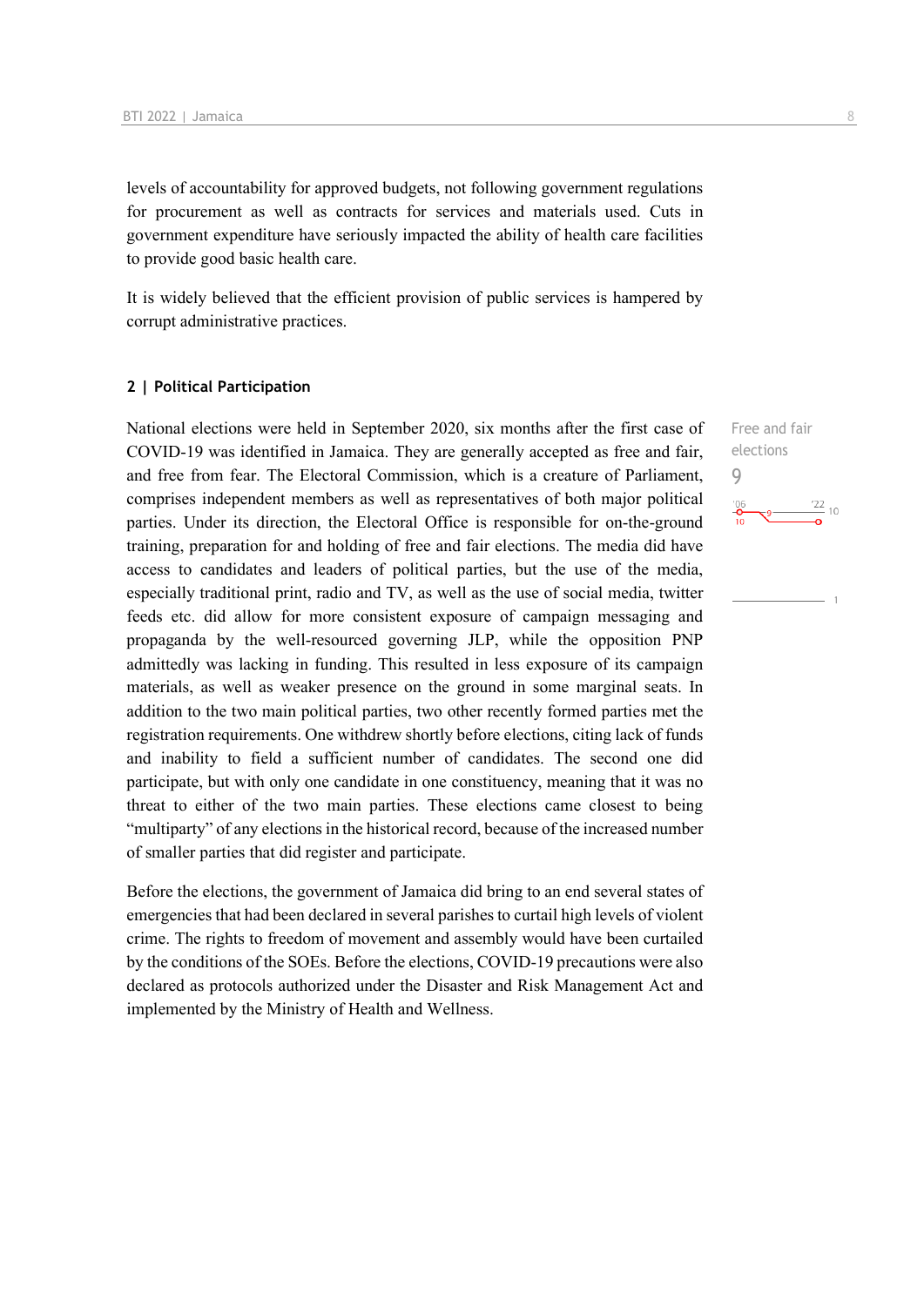levels of accountability for approved budgets, not following government regulations for procurement as well as contracts for services and materials used. Cuts in government expenditure have seriously impacted the ability of health care facilities to provide good basic health care.

It is widely believed that the efficient provision of public services is hampered by corrupt administrative practices.

## 2 | Political Participation

National elections were held in September 2020, six months after the first case of COVID-19 was identified in Jamaica. They are generally accepted as free and fair, and free from fear. The Electoral Commission, which is a creature of Parliament, comprises independent members as well as representatives of both major political parties. Under its direction, the Electoral Office is responsible for on-the-ground training, preparation for and holding of free and fair elections. The media did have access to candidates and leaders of political parties, but the use of the media, especially traditional print, radio and TV, as well as the use of social media, twitter feeds etc. did allow for more consistent exposure of campaign messaging and propaganda by the well-resourced governing JLP, while the opposition PNP admittedly was lacking in funding. This resulted in less exposure of its campaign materials, as well as weaker presence on the ground in some marginal seats. In addition to the two main political parties, two other recently formed parties met the registration requirements. One withdrew shortly before elections, citing lack of funds and inability to field a sufficient number of candidates. The second one did participate, but with only one candidate in one constituency, meaning that it was no threat to either of the two main parties. These elections came closest to being "multiparty" of any elections in the historical record, because of the increased number of smaller parties that did register and participate.

Free and fair elections
9

Before the elections, the government of Jamaica did bring to an end several states of emergencies that had been declared in several parishes to curtail high levels of violent crime. The rights to freedom of movement and assembly would have been curtailed by the conditions of the SOEs. Before the elections, COVID-19 precautions were also declared as protocols authorized under the Disaster and Risk Management Act and implemented by the Ministry of Health and Wellness.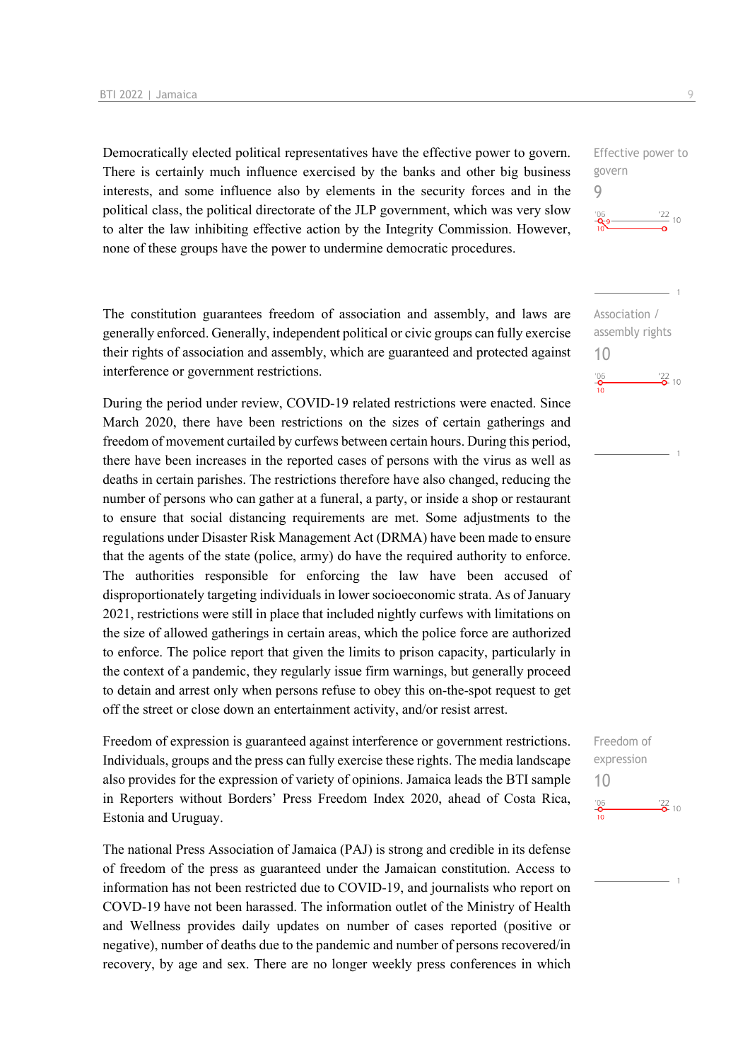Democratically elected political representatives have the effective power to govern. There is certainly much influence exercised by the banks and other big business interests, and some influence also by elements in the security forces and in the political class, the political directorate of the JLP government, which was very slow to alter the law inhibiting effective action by the Integrity Commission. However, none of these groups have the power to undermine democratic procedures.

Effective power to govern
9

The constitution guarantees freedom of association and assembly, and laws are generally enforced. Generally, independent political or civic groups can fully exercise their rights of association and assembly, which are guaranteed and protected against interference or government restrictions.

Association / assembly rights
10

During the period under review, COVID-19 related restrictions were enacted. Since March 2020, there have been restrictions on the sizes of certain gatherings and freedom of movement curtailed by curfews between certain hours. During this period, there have been increases in the reported cases of persons with the virus as well as deaths in certain parishes. The restrictions therefore have also changed, reducing the number of persons who can gather at a funeral, a party, or inside a shop or restaurant to ensure that social distancing requirements are met. Some adjustments to the regulations under Disaster Risk Management Act (DRMA) have been made to ensure that the agents of the state (police, army) do have the required authority to enforce. The authorities responsible for enforcing the law have been accused of disproportionately targeting individuals in lower socioeconomic strata. As of January 2021, restrictions were still in place that included nightly curfews with limitations on the size of allowed gatherings in certain areas, which the police force are authorized to enforce. The police report that given the limits to prison capacity, particularly in the context of a pandemic, they regularly issue firm warnings, but generally proceed to detain and arrest only when persons refuse to obey this on-the-spot request to get off the street or close down an entertainment activity, and/or resist arrest.

Freedom of expression is guaranteed against interference or government restrictions. Individuals, groups and the press can fully exercise these rights. The media landscape also provides for the expression of variety of opinions. Jamaica leads the BTI sample in Reporters without Borders' Press Freedom Index 2020, ahead of Costa Rica, Estonia and Uruguay.

Freedom of expression
10

The national Press Association of Jamaica (PAJ) is strong and credible in its defense of freedom of the press as guaranteed under the Jamaican constitution. Access to information has not been restricted due to COVID-19, and journalists who report on COVD-19 have not been harassed. The information outlet of the Ministry of Health and Wellness provides daily updates on number of cases reported (positive or negative), number of deaths due to the pandemic and number of persons recovered/in recovery, by age and sex. There are no longer weekly press conferences in which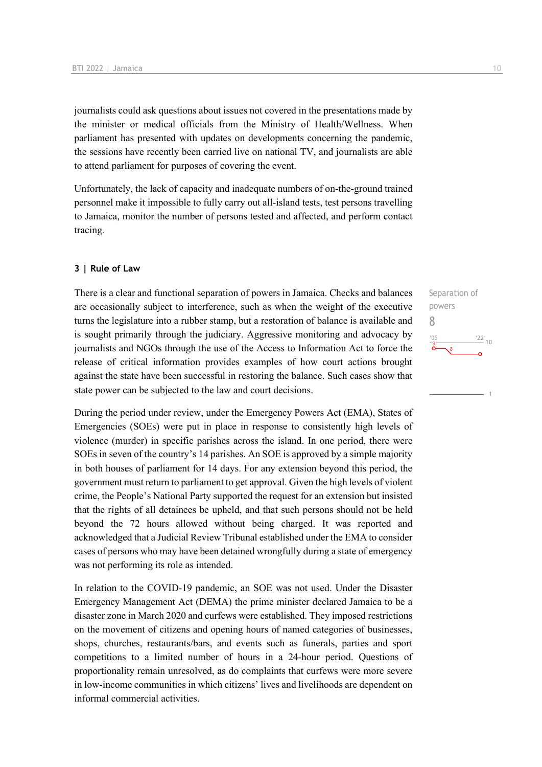journalists could ask questions about issues not covered in the presentations made by the minister or medical officials from the Ministry of Health/Wellness. When parliament has presented with updates on developments concerning the pandemic, the sessions have recently been carried live on national TV, and journalists are able to attend parliament for purposes of covering the event.

Unfortunately, the lack of capacity and inadequate numbers of on-the-ground trained personnel make it impossible to fully carry out all-island tests, test persons travelling to Jamaica, monitor the number of persons tested and affected, and perform contact tracing.

### 3 | Rule of Law

Separation of powers

8

There is a clear and functional separation of powers in Jamaica. Checks and balances are occasionally subject to interference, such as when the weight of the executive turns the legislature into a rubber stamp, but a restoration of balance is available and is sought primarily through the judiciary. Aggressive monitoring and advocacy by journalists and NGOs through the use of the Access to Information Act to force the release of critical information provides examples of how court actions brought against the state have been successful in restoring the balance. Such cases show that state power can be subjected to the law and court decisions.

During the period under review, under the Emergency Powers Act (EMA), States of Emergencies (SOEs) were put in place in response to consistently high levels of violence (murder) in specific parishes across the island. In one period, there were SOEs in seven of the country's 14 parishes. An SOE is approved by a simple majority in both houses of parliament for 14 days. For any extension beyond this period, the government must return to parliament to get approval. Given the high levels of violent crime, the People's National Party supported the request for an extension but insisted that the rights of all detainees be upheld, and that such persons should not be held beyond the 72 hours allowed without being charged. It was reported and acknowledged that a Judicial Review Tribunal established under the EMA to consider cases of persons who may have been detained wrongfully during a state of emergency was not performing its role as intended.

In relation to the COVID-19 pandemic, an SOE was not used. Under the Disaster Emergency Management Act (DEMA) the prime minister declared Jamaica to be a disaster zone in March 2020 and curfews were established. They imposed restrictions on the movement of citizens and opening hours of named categories of businesses, shops, churches, restaurants/bars, and events such as funerals, parties and sport competitions to a limited number of hours in a 24-hour period. Questions of proportionality remain unresolved, as do complaints that curfews were more severe in low-income communities in which citizens' lives and livelihoods are dependent on informal commercial activities.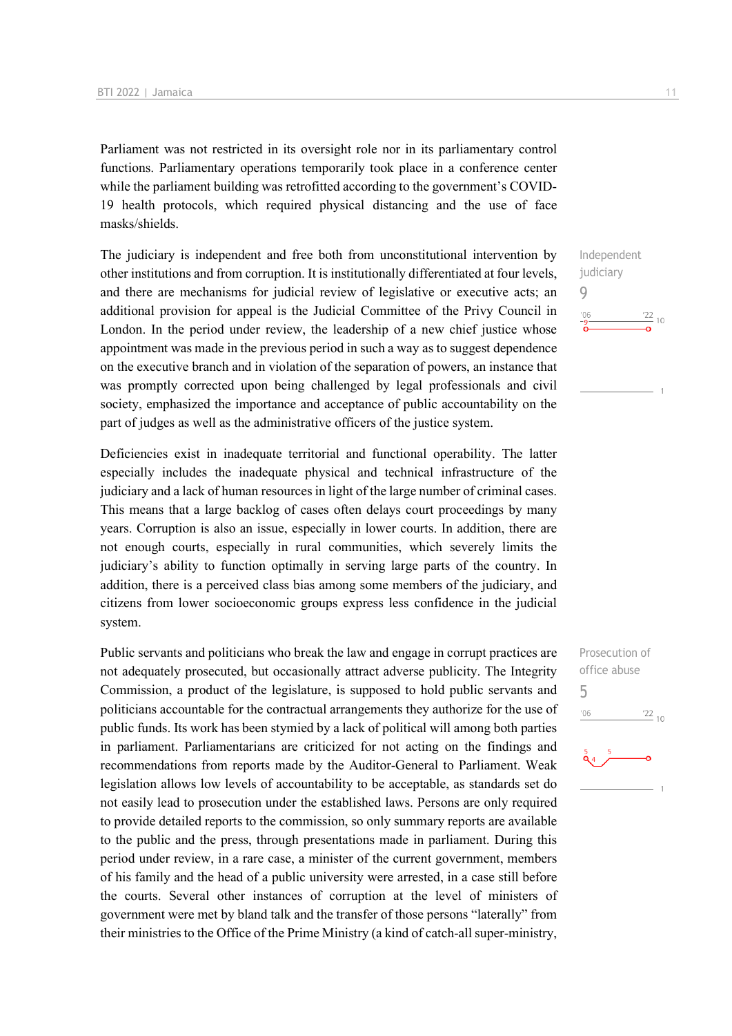Parliament was not restricted in its oversight role nor in its parliamentary control functions. Parliamentary operations temporarily took place in a conference center while the parliament building was retrofitted according to the government's COVID-19 health protocols, which required physical distancing and the use of face masks/shields.

Independent judiciary
9

The judiciary is independent and free both from unconstitutional intervention by other institutions and from corruption. It is institutionally differentiated at four levels, and there are mechanisms for judicial review of legislative or executive acts; an additional provision for appeal is the Judicial Committee of the Privy Council in London. In the period under review, the leadership of a new chief justice whose appointment was made in the previous period in such a way as to suggest dependence on the executive branch and in violation of the separation of powers, an instance that was promptly corrected upon being challenged by legal professionals and civil society, emphasized the importance and acceptance of public accountability on the part of judges as well as the administrative officers of the justice system.

Deficiencies exist in inadequate territorial and functional operability. The latter especially includes the inadequate physical and technical infrastructure of the judiciary and a lack of human resources in light of the large number of criminal cases. This means that a large backlog of cases often delays court proceedings by many years. Corruption is also an issue, especially in lower courts. In addition, there are not enough courts, especially in rural communities, which severely limits the judiciary's ability to function optimally in serving large parts of the country. In addition, there is a perceived class bias among some members of the judiciary, and citizens from lower socioeconomic groups express less confidence in the judicial system.

Prosecution of office abuse
5

Public servants and politicians who break the law and engage in corrupt practices are not adequately prosecuted, but occasionally attract adverse publicity. The Integrity Commission, a product of the legislature, is supposed to hold public servants and politicians accountable for the contractual arrangements they authorize for the use of public funds. Its work has been stymied by a lack of political will among both parties in parliament. Parliamentarians are criticized for not acting on the findings and recommendations from reports made by the Auditor-General to Parliament. Weak legislation allows low levels of accountability to be acceptable, as standards set do not easily lead to prosecution under the established laws. Persons are only required to provide detailed reports to the commission, so only summary reports are available to the public and the press, through presentations made in parliament. During this period under review, in a rare case, a minister of the current government, members of his family and the head of a public university were arrested, in a case still before the courts. Several other instances of corruption at the level of ministers of government were met by bland talk and the transfer of those persons "laterally" from their ministries to the Office of the Prime Ministry (a kind of catch-all super-ministry,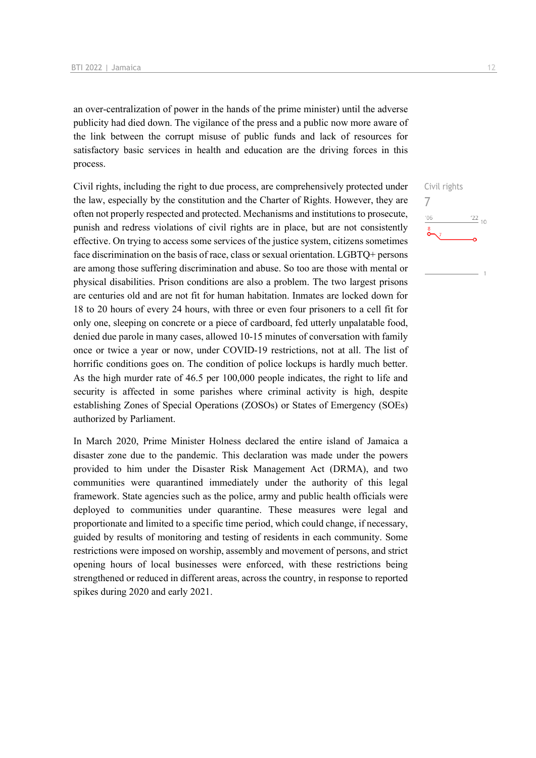an over-centralization of power in the hands of the prime minister) until the adverse publicity had died down. The vigilance of the press and a public now more aware of the link between the corrupt misuse of public funds and lack of resources for satisfactory basic services in health and education are the driving forces in this process.

Civil rights
7

Civil rights, including the right to due process, are comprehensively protected under the law, especially by the constitution and the Charter of Rights. However, they are often not properly respected and protected. Mechanisms and institutions to prosecute, punish and redress violations of civil rights are in place, but are not consistently effective. On trying to access some services of the justice system, citizens sometimes face discrimination on the basis of race, class or sexual orientation. LGBTQ+ persons are among those suffering discrimination and abuse. So too are those with mental or physical disabilities. Prison conditions are also a problem. The two largest prisons are centuries old and are not fit for human habitation. Inmates are locked down for 18 to 20 hours of every 24 hours, with three or even four prisoners to a cell fit for only one, sleeping on concrete or a piece of cardboard, fed utterly unpalatable food, denied due parole in many cases, allowed 10-15 minutes of conversation with family once or twice a year or now, under COVID-19 restrictions, not at all. The list of horrific conditions goes on. The condition of police lockups is hardly much better. As the high murder rate of 46.5 per 100,000 people indicates, the right to life and security is affected in some parishes where criminal activity is high, despite establishing Zones of Special Operations (ZOSOs) or States of Emergency (SOEs) authorized by Parliament.

In March 2020, Prime Minister Holness declared the entire island of Jamaica a disaster zone due to the pandemic. This declaration was made under the powers provided to him under the Disaster Risk Management Act (DRMA), and two communities were quarantined immediately under the authority of this legal framework. State agencies such as the police, army and public health officials were deployed to communities under quarantine. These measures were legal and proportionate and limited to a specific time period, which could change, if necessary, guided by results of monitoring and testing of residents in each community. Some restrictions were imposed on worship, assembly and movement of persons, and strict opening hours of local businesses were enforced, with these restrictions being strengthened or reduced in different areas, across the country, in response to reported spikes during 2020 and early 2021.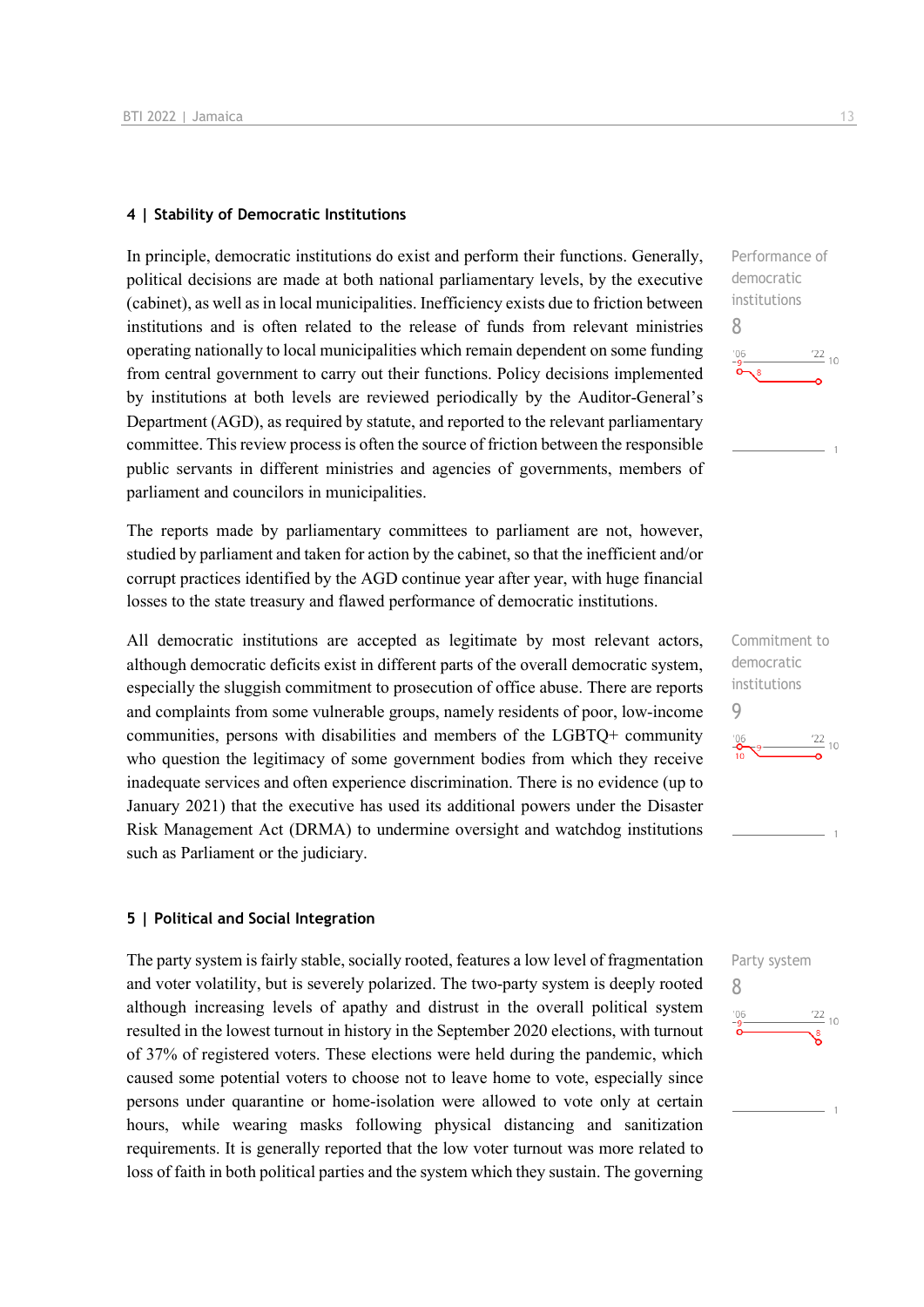## 4 | Stability of Democratic Institutions

Performance of democratic institutions

8

In principle, democratic institutions do exist and perform their functions. Generally, political decisions are made at both national parliamentary levels, by the executive (cabinet), as well as in local municipalities. Inefficiency exists due to friction between institutions and is often related to the release of funds from relevant ministries operating nationally to local municipalities which remain dependent on some funding from central government to carry out their functions. Policy decisions implemented by institutions at both levels are reviewed periodically by the Auditor-General's Department (AGD), as required by statute, and reported to the relevant parliamentary committee. This review process is often the source of friction between the responsible public servants in different ministries and agencies of governments, members of parliament and councilors in municipalities.

The reports made by parliamentary committees to parliament are not, however, studied by parliament and taken for action by the cabinet, so that the inefficient and/or corrupt practices identified by the AGD continue year after year, with huge financial losses to the state treasury and flawed performance of democratic institutions.

Commitment to democratic institutions

9

All democratic institutions are accepted as legitimate by most relevant actors, although democratic deficits exist in different parts of the overall democratic system, especially the sluggish commitment to prosecution of office abuse. There are reports and complaints from some vulnerable groups, namely residents of poor, low-income communities, persons with disabilities and members of the LGBTQ+ community who question the legitimacy of some government bodies from which they receive inadequate services and often experience discrimination. There is no evidence (up to January 2021) that the executive has used its additional powers under the Disaster Risk Management Act (DRMA) to undermine oversight and watchdog institutions such as Parliament or the judiciary.

## 5 | Political and Social Integration

Party system

8

The party system is fairly stable, socially rooted, features a low level of fragmentation and voter volatility, but is severely polarized. The two-party system is deeply rooted although increasing levels of apathy and distrust in the overall political system resulted in the lowest turnout in history in the September 2020 elections, with turnout of 37% of registered voters. These elections were held during the pandemic, which caused some potential voters to choose not to leave home to vote, especially since persons under quarantine or home-isolation were allowed to vote only at certain hours, while wearing masks following physical distancing and sanitization requirements. It is generally reported that the low voter turnout was more related to loss of faith in both political parties and the system which they sustain. The governing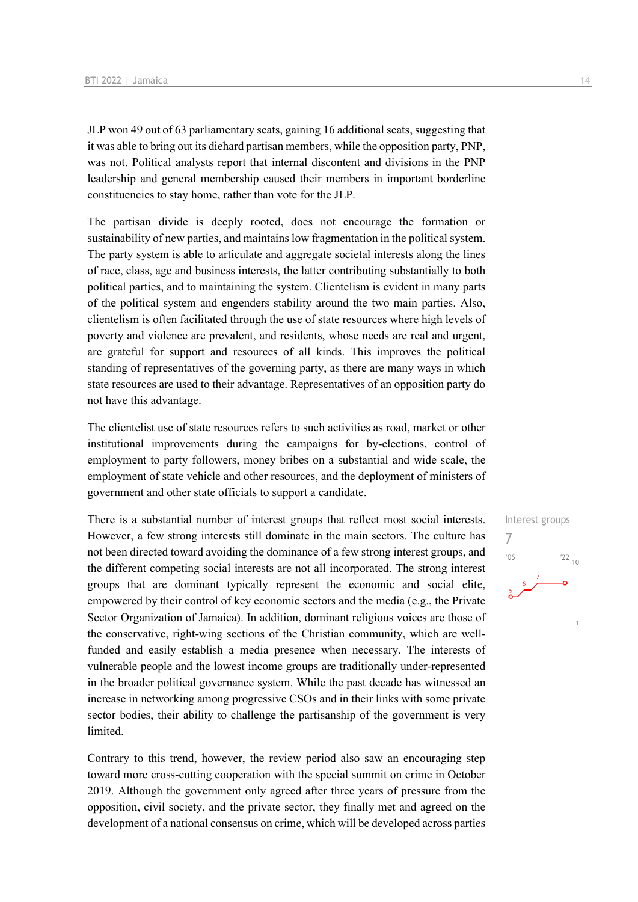JLP won 49 out of 63 parliamentary seats, gaining 16 additional seats, suggesting that it was able to bring out its diehard partisan members, while the opposition party, PNP, was not. Political analysts report that internal discontent and divisions in the PNP leadership and general membership caused their members in important borderline constituencies to stay home, rather than vote for the JLP.

The partisan divide is deeply rooted, does not encourage the formation or sustainability of new parties, and maintains low fragmentation in the political system. The party system is able to articulate and aggregate societal interests along the lines of race, class, age and business interests, the latter contributing substantially to both political parties, and to maintaining the system. Clientelism is evident in many parts of the political system and engenders stability around the two main parties. Also, clientelism is often facilitated through the use of state resources where high levels of poverty and violence are prevalent, and residents, whose needs are real and urgent, are grateful for support and resources of all kinds. This improves the political standing of representatives of the governing party, as there are many ways in which state resources are used to their advantage. Representatives of an opposition party do not have this advantage.

The clientelist use of state resources refers to such activities as road, market or other institutional improvements during the campaigns for by-elections, control of employment to party followers, money bribes on a substantial and wide scale, the employment of state vehicle and other resources, and the deployment of ministers of government and other state officials to support a candidate.

Interest groups
7

There is a substantial number of interest groups that reflect most social interests. However, a few strong interests still dominate in the main sectors. The culture has not been directed toward avoiding the dominance of a few strong interest groups, and the different competing social interests are not all incorporated. The strong interest groups that are dominant typically represent the economic and social elite, empowered by their control of key economic sectors and the media (e.g., the Private Sector Organization of Jamaica). In addition, dominant religious voices are those of the conservative, right-wing sections of the Christian community, which are well-funded and easily establish a media presence when necessary. The interests of vulnerable people and the lowest income groups are traditionally under-represented in the broader political governance system. While the past decade has witnessed an increase in networking among progressive CSOs and in their links with some private sector bodies, their ability to challenge the partisanship of the government is very limited.

Contrary to this trend, however, the review period also saw an encouraging step toward more cross-cutting cooperation with the special summit on crime in October 2019. Although the government only agreed after three years of pressure from the opposition, civil society, and the private sector, they finally met and agreed on the development of a national consensus on crime, which will be developed across parties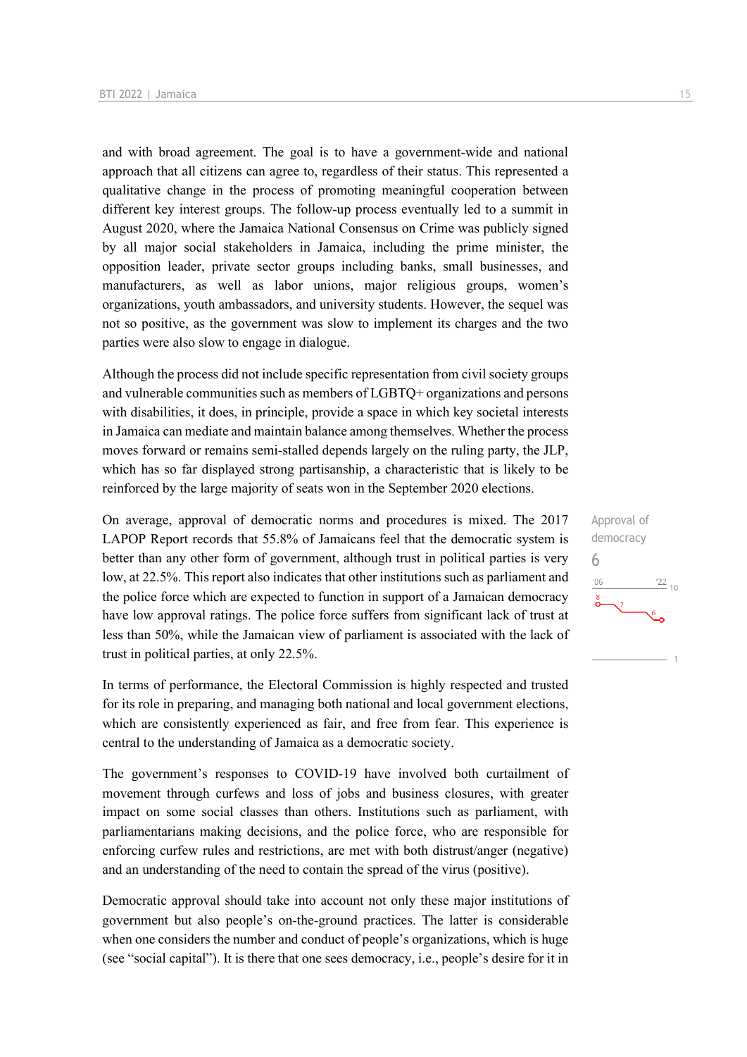and with broad agreement. The goal is to have a government-wide and national approach that all citizens can agree to, regardless of their status. This represented a qualitative change in the process of promoting meaningful cooperation between different key interest groups. The follow-up process eventually led to a summit in August 2020, where the Jamaica National Consensus on Crime was publicly signed by all major social stakeholders in Jamaica, including the prime minister, the opposition leader, private sector groups including banks, small businesses, and manufacturers, as well as labor unions, major religious groups, women's organizations, youth ambassadors, and university students. However, the sequel was not so positive, as the government was slow to implement its charges and the two parties were also slow to engage in dialogue.

Although the process did not include specific representation from civil society groups and vulnerable communities such as members of LGBTQ+ organizations and persons with disabilities, it does, in principle, provide a space in which key societal interests in Jamaica can mediate and maintain balance among themselves. Whether the process moves forward or remains semi-stalled depends largely on the ruling party, the JLP, which has so far displayed strong partisanship, a characteristic that is likely to be reinforced by the large majority of seats won in the September 2020 elections.

Approval of democracy
6

On average, approval of democratic norms and procedures is mixed. The 2017 LAPOP Report records that 55.8% of Jamaicans feel that the democratic system is better than any other form of government, although trust in political parties is very low, at 22.5%. This report also indicates that other institutions such as parliament and the police force which are expected to function in support of a Jamaican democracy have low approval ratings. The police force suffers from significant lack of trust at less than 50%, while the Jamaican view of parliament is associated with the lack of trust in political parties, at only 22.5%.

In terms of performance, the Electoral Commission is highly respected and trusted for its role in preparing, and managing both national and local government elections, which are consistently experienced as fair, and free from fear. This experience is central to the understanding of Jamaica as a democratic society.

The government's responses to COVID-19 have involved both curtailment of movement through curfews and loss of jobs and business closures, with greater impact on some social classes than others. Institutions such as parliament, with parliamentarians making decisions, and the police force, who are responsible for enforcing curfew rules and restrictions, are met with both distrust/anger (negative) and an understanding of the need to contain the spread of the virus (positive).

Democratic approval should take into account not only these major institutions of government but also people's on-the-ground practices. The latter is considerable when one considers the number and conduct of people's organizations, which is huge (see "social capital"). It is there that one sees democracy, i.e., people's desire for it in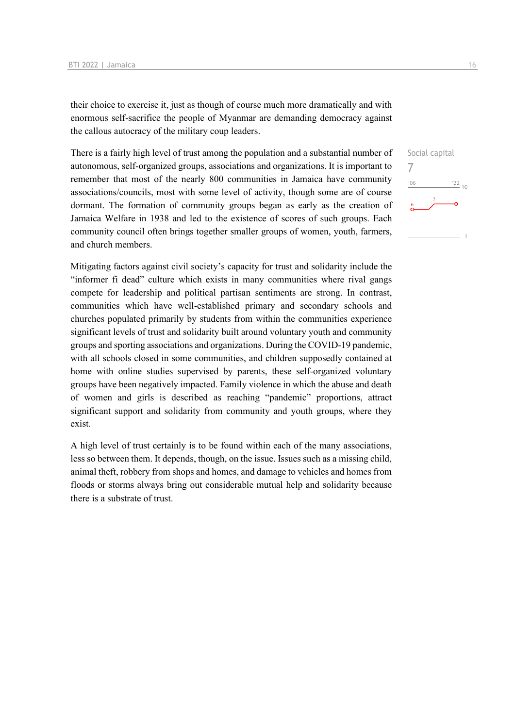their choice to exercise it, just as though of course much more dramatically and with enormous self-sacrifice the people of Myanmar are demanding democracy against the callous autocracy of the military coup leaders.

Social capital
7

There is a fairly high level of trust among the population and a substantial number of autonomous, self-organized groups, associations and organizations. It is important to remember that most of the nearly 800 communities in Jamaica have community associations/councils, most with some level of activity, though some are of course dormant. The formation of community groups began as early as the creation of Jamaica Welfare in 1938 and led to the existence of scores of such groups. Each community council often brings together smaller groups of women, youth, farmers, and church members.

Mitigating factors against civil society's capacity for trust and solidarity include the "informer fi dead" culture which exists in many communities where rival gangs compete for leadership and political partisan sentiments are strong. In contrast, communities which have well-established primary and secondary schools and churches populated primarily by students from within the communities experience significant levels of trust and solidarity built around voluntary youth and community groups and sporting associations and organizations. During the COVID-19 pandemic, with all schools closed in some communities, and children supposedly contained at home with online studies supervised by parents, these self-organized voluntary groups have been negatively impacted. Family violence in which the abuse and death of women and girls is described as reaching "pandemic" proportions, attract significant support and solidarity from community and youth groups, where they exist.

A high level of trust certainly is to be found within each of the many associations, less so between them. It depends, though, on the issue. Issues such as a missing child, animal theft, robbery from shops and homes, and damage to vehicles and homes from floods or storms always bring out considerable mutual help and solidarity because there is a substrate of trust.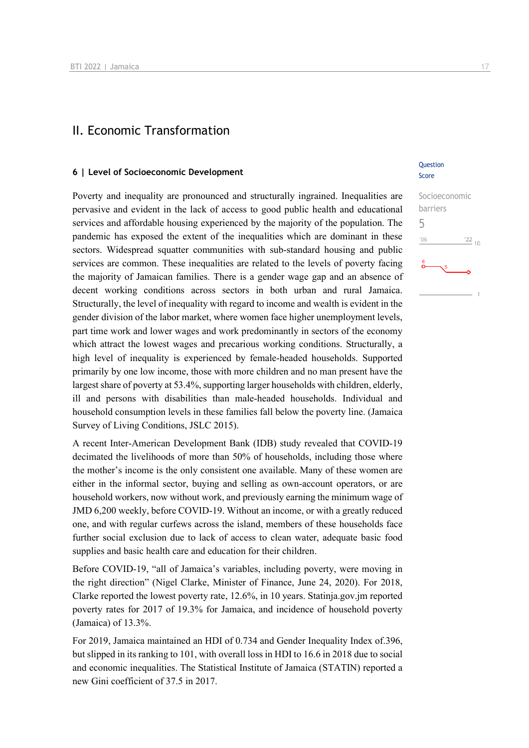# II. Economic Transformation

## 6 | Level of Socioeconomic Development

Question Score

Socioeconomic barriers
5

Poverty and inequality are pronounced and structurally ingrained. Inequalities are pervasive and evident in the lack of access to good public health and educational services and affordable housing experienced by the majority of the population. The pandemic has exposed the extent of the inequalities which are dominant in these sectors. Widespread squatter communities with sub-standard housing and public services are common. These inequalities are related to the levels of poverty facing the majority of Jamaican families. There is a gender wage gap and an absence of decent working conditions across sectors in both urban and rural Jamaica. Structurally, the level of inequality with regard to income and wealth is evident in the gender division of the labor market, where women face higher unemployment levels, part time work and lower wages and work predominantly in sectors of the economy which attract the lowest wages and precarious working conditions. Structurally, a high level of inequality is experienced by female-headed households. Supported primarily by one low income, those with more children and no man present have the largest share of poverty at 53.4%, supporting larger households with children, elderly, ill and persons with disabilities than male-headed households. Individual and household consumption levels in these families fall below the poverty line. (Jamaica Survey of Living Conditions, JSLC 2015).

A recent Inter-American Development Bank (IDB) study revealed that COVID-19 decimated the livelihoods of more than 50% of households, including those where the mother's income is the only consistent one available. Many of these women are either in the informal sector, buying and selling as own-account operators, or are household workers, now without work, and previously earning the minimum wage of JMD 6,200 weekly, before COVID-19. Without an income, or with a greatly reduced one, and with regular curfews across the island, members of these households face further social exclusion due to lack of access to clean water, adequate basic food supplies and basic health care and education for their children.

Before COVID-19, "all of Jamaica's variables, including poverty, were moving in the right direction" (Nigel Clarke, Minister of Finance, June 24, 2020). For 2018, Clarke reported the lowest poverty rate, 12.6%, in 10 years. Statinja.gov.jm reported poverty rates for 2017 of 19.3% for Jamaica, and incidence of household poverty (Jamaica) of 13.3%.

For 2019, Jamaica maintained an HDI of 0.734 and Gender Inequality Index of.396, but slipped in its ranking to 101, with overall loss in HDI to 16.6 in 2018 due to social and economic inequalities. The Statistical Institute of Jamaica (STATIN) reported a new Gini coefficient of 37.5 in 2017.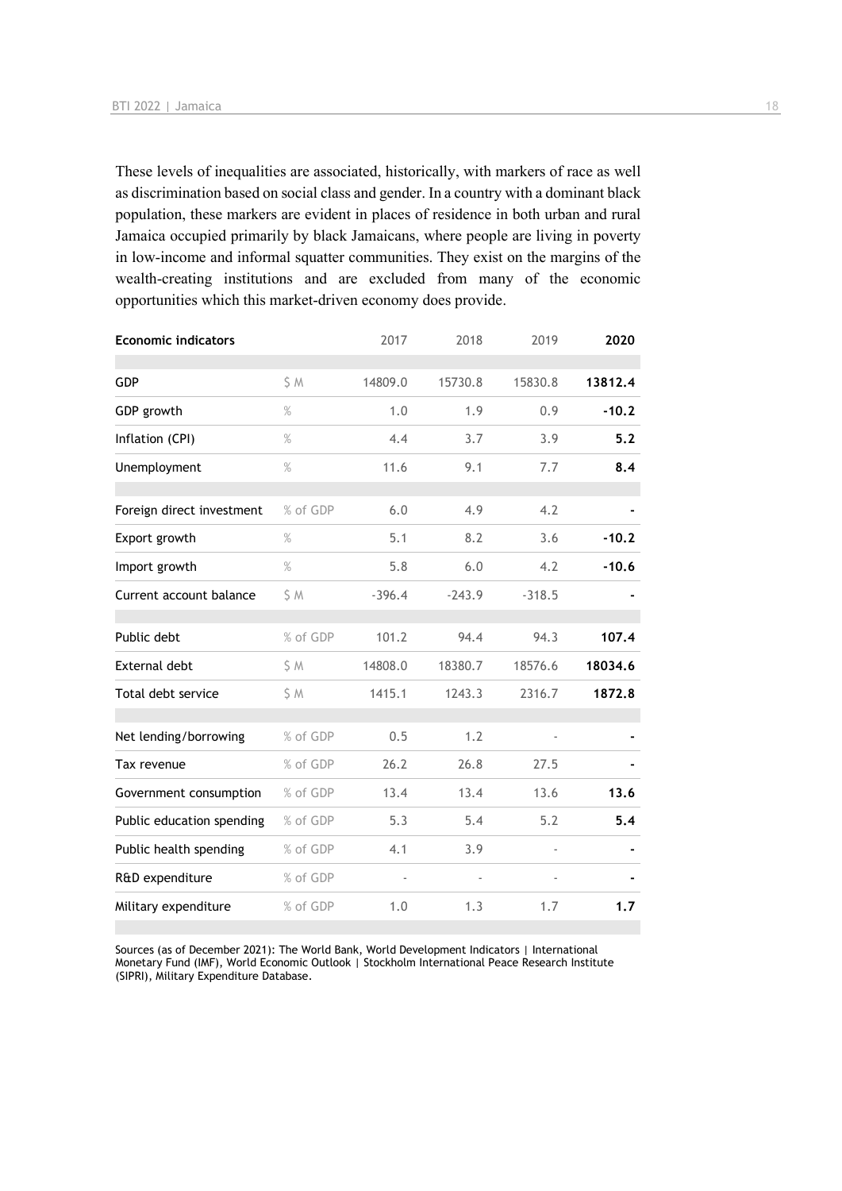These levels of inequalities are associated, historically, with markers of race as well as discrimination based on social class and gender. In a country with a dominant black population, these markers are evident in places of residence in both urban and rural Jamaica occupied primarily by black Jamaicans, where people are living in poverty in low-income and informal squatter communities. They exist on the margins of the wealth-creating institutions and are excluded from many of the economic opportunities which this market-driven economy does provide.

| **Economic indicators** | | 2017 | 2018 | 2019 | **2020** |
|---|---|---|---|---|---|
| GDP | $ M | 14809.0 | 15730.8 | 15830.8 | **13812.4** |
| GDP growth | % | 1.0 | 1.9 | 0.9 | **-10.2** |
| Inflation (CPI) | % | 4.4 | 3.7 | 3.9 | **5.2** |
| Unemployment | % | 11.6 | 9.1 | 7.7 | **8.4** |
| Foreign direct investment | % of GDP | 6.0 | 4.9 | 4.2 | **-** |
| Export growth | % | 5.1 | 8.2 | 3.6 | **-10.2** |
| Import growth | % | 5.8 | 6.0 | 4.2 | **-10.6** |
| Current account balance | $ M | -396.4 | -243.9 | -318.5 | **-** |
| Public debt | % of GDP | 101.2 | 94.4 | 94.3 | **107.4** |
| External debt | $ M | 14808.0 | 18380.7 | 18576.6 | **18034.6** |
| Total debt service | $ M | 1415.1 | 1243.3 | 2316.7 | **1872.8** |
| Net lending/borrowing | % of GDP | 0.5 | 1.2 | - | **-** |
| Tax revenue | % of GDP | 26.2 | 26.8 | 27.5 | **-** |
| Government consumption | % of GDP | 13.4 | 13.4 | 13.6 | **13.6** |
| Public education spending | % of GDP | 5.3 | 5.4 | 5.2 | **5.4** |
| Public health spending | % of GDP | 4.1 | 3.9 | - | **-** |
| R&D expenditure | % of GDP | - | - | - | **-** |
| Military expenditure | % of GDP | 1.0 | 1.3 | 1.7 | **1.7** |

Sources (as of December 2021): The World Bank, World Development Indicators | International Monetary Fund (IMF), World Economic Outlook | Stockholm International Peace Research Institute (SIPRI), Military Expenditure Database.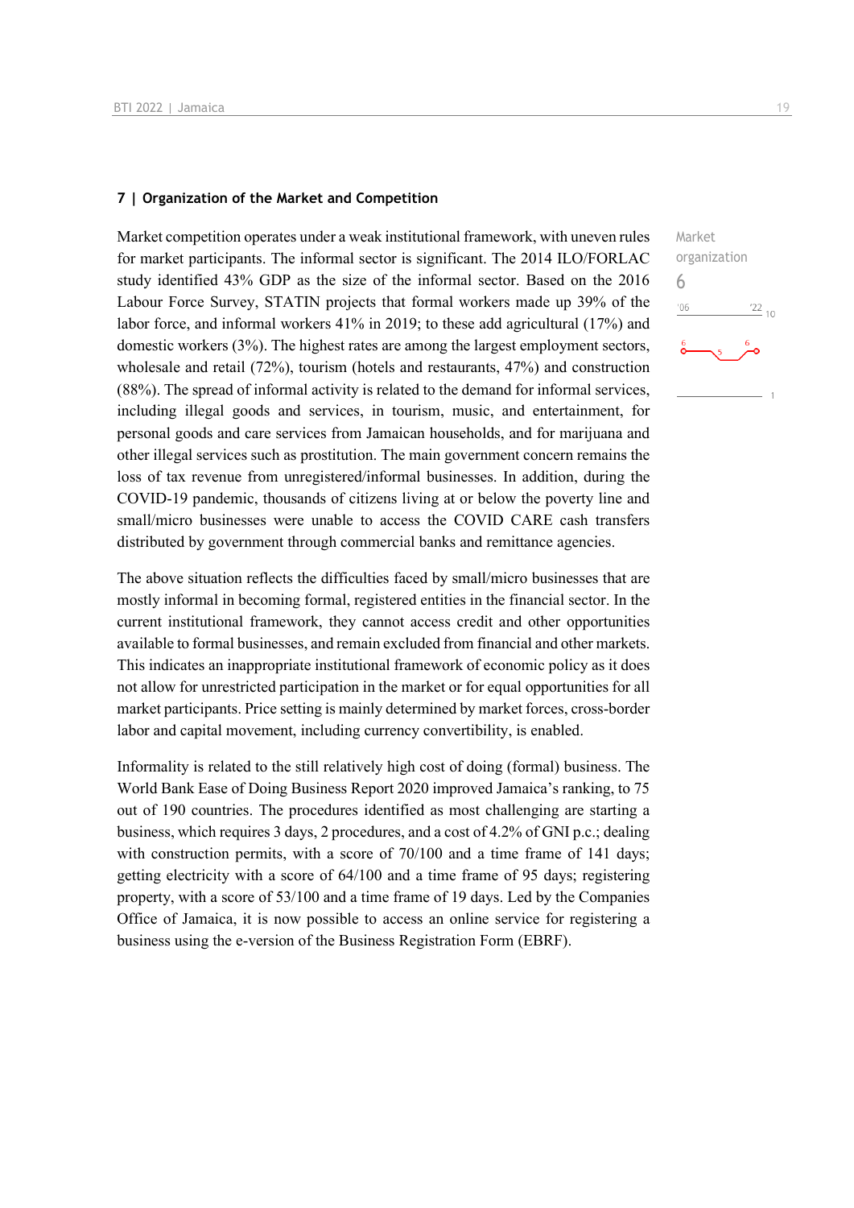## 7 | Organization of the Market and Competition

Market organization
6

Market competition operates under a weak institutional framework, with uneven rules for market participants. The informal sector is significant. The 2014 ILO/FORLAC study identified 43% GDP as the size of the informal sector. Based on the 2016 Labour Force Survey, STATIN projects that formal workers made up 39% of the labor force, and informal workers 41% in 2019; to these add agricultural (17%) and domestic workers (3%). The highest rates are among the largest employment sectors, wholesale and retail (72%), tourism (hotels and restaurants, 47%) and construction (88%). The spread of informal activity is related to the demand for informal services, including illegal goods and services, in tourism, music, and entertainment, for personal goods and care services from Jamaican households, and for marijuana and other illegal services such as prostitution. The main government concern remains the loss of tax revenue from unregistered/informal businesses. In addition, during the COVID-19 pandemic, thousands of citizens living at or below the poverty line and small/micro businesses were unable to access the COVID CARE cash transfers distributed by government through commercial banks and remittance agencies.

The above situation reflects the difficulties faced by small/micro businesses that are mostly informal in becoming formal, registered entities in the financial sector. In the current institutional framework, they cannot access credit and other opportunities available to formal businesses, and remain excluded from financial and other markets. This indicates an inappropriate institutional framework of economic policy as it does not allow for unrestricted participation in the market or for equal opportunities for all market participants. Price setting is mainly determined by market forces, cross-border labor and capital movement, including currency convertibility, is enabled.

Informality is related to the still relatively high cost of doing (formal) business. The World Bank Ease of Doing Business Report 2020 improved Jamaica's ranking, to 75 out of 190 countries. The procedures identified as most challenging are starting a business, which requires 3 days, 2 procedures, and a cost of 4.2% of GNI p.c.; dealing with construction permits, with a score of 70/100 and a time frame of 141 days; getting electricity with a score of 64/100 and a time frame of 95 days; registering property, with a score of 53/100 and a time frame of 19 days. Led by the Companies Office of Jamaica, it is now possible to access an online service for registering a business using the e-version of the Business Registration Form (EBRF).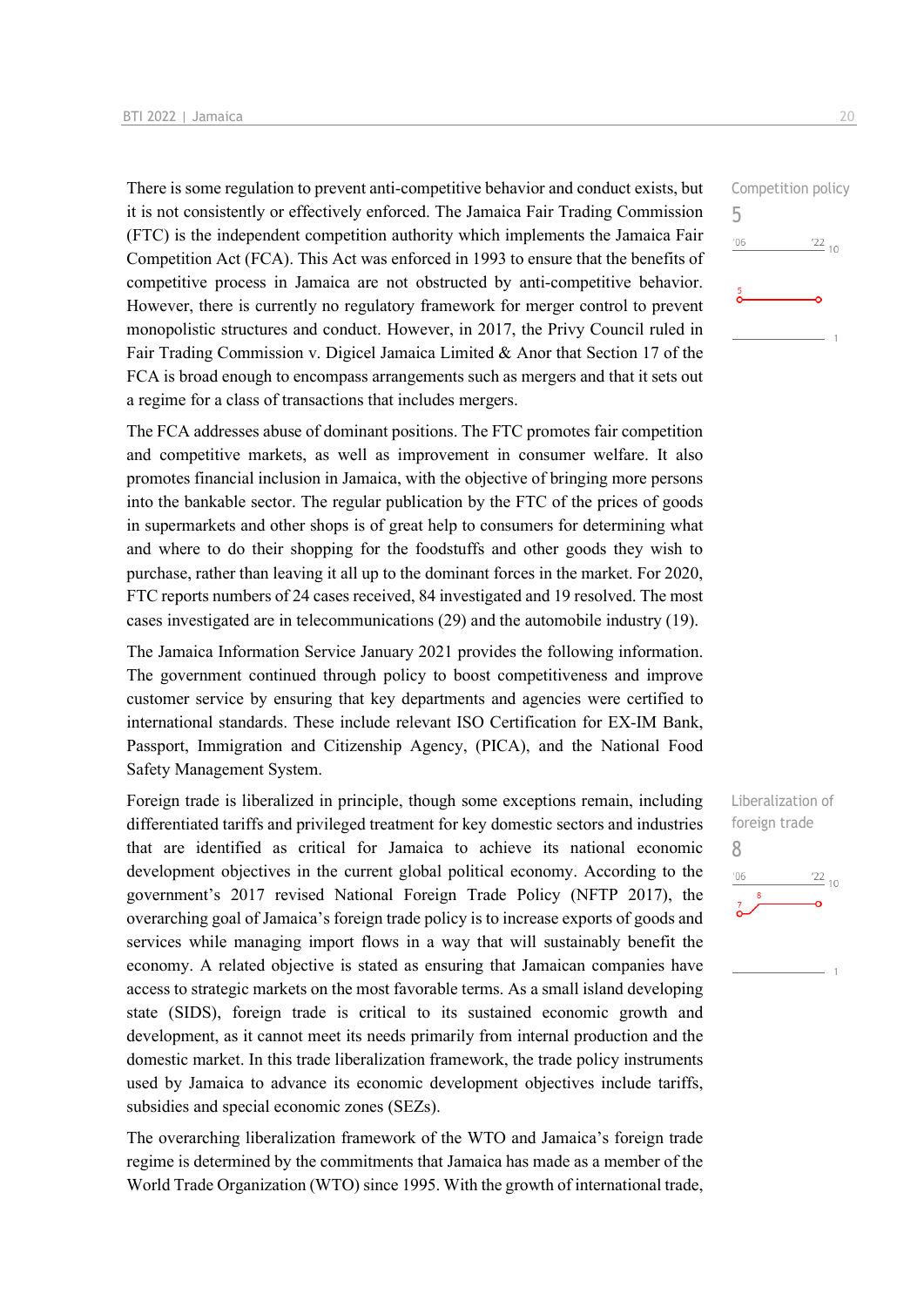Competition policy
5

There is some regulation to prevent anti-competitive behavior and conduct exists, but it is not consistently or effectively enforced. The Jamaica Fair Trading Commission (FTC) is the independent competition authority which implements the Jamaica Fair Competition Act (FCA). This Act was enforced in 1993 to ensure that the benefits of competitive process in Jamaica are not obstructed by anti-competitive behavior. However, there is currently no regulatory framework for merger control to prevent monopolistic structures and conduct. However, in 2017, the Privy Council ruled in Fair Trading Commission v. Digicel Jamaica Limited & Anor that Section 17 of the FCA is broad enough to encompass arrangements such as mergers and that it sets out a regime for a class of transactions that includes mergers.

The FCA addresses abuse of dominant positions. The FTC promotes fair competition and competitive markets, as well as improvement in consumer welfare. It also promotes financial inclusion in Jamaica, with the objective of bringing more persons into the bankable sector. The regular publication by the FTC of the prices of goods in supermarkets and other shops is of great help to consumers for determining what and where to do their shopping for the foodstuffs and other goods they wish to purchase, rather than leaving it all up to the dominant forces in the market. For 2020, FTC reports numbers of 24 cases received, 84 investigated and 19 resolved. The most cases investigated are in telecommunications (29) and the automobile industry (19).

The Jamaica Information Service January 2021 provides the following information. The government continued through policy to boost competitiveness and improve customer service by ensuring that key departments and agencies were certified to international standards. These include relevant ISO Certification for EX-IM Bank, Passport, Immigration and Citizenship Agency, (PICA), and the National Food Safety Management System.

Liberalization of foreign trade
8

Foreign trade is liberalized in principle, though some exceptions remain, including differentiated tariffs and privileged treatment for key domestic sectors and industries that are identified as critical for Jamaica to achieve its national economic development objectives in the current global political economy. According to the government's 2017 revised National Foreign Trade Policy (NFTP 2017), the overarching goal of Jamaica's foreign trade policy is to increase exports of goods and services while managing import flows in a way that will sustainably benefit the economy. A related objective is stated as ensuring that Jamaican companies have access to strategic markets on the most favorable terms. As a small island developing state (SIDS), foreign trade is critical to its sustained economic growth and development, as it cannot meet its needs primarily from internal production and the domestic market. In this trade liberalization framework, the trade policy instruments used by Jamaica to advance its economic development objectives include tariffs, subsidies and special economic zones (SEZs).

The overarching liberalization framework of the WTO and Jamaica's foreign trade regime is determined by the commitments that Jamaica has made as a member of the World Trade Organization (WTO) since 1995. With the growth of international trade,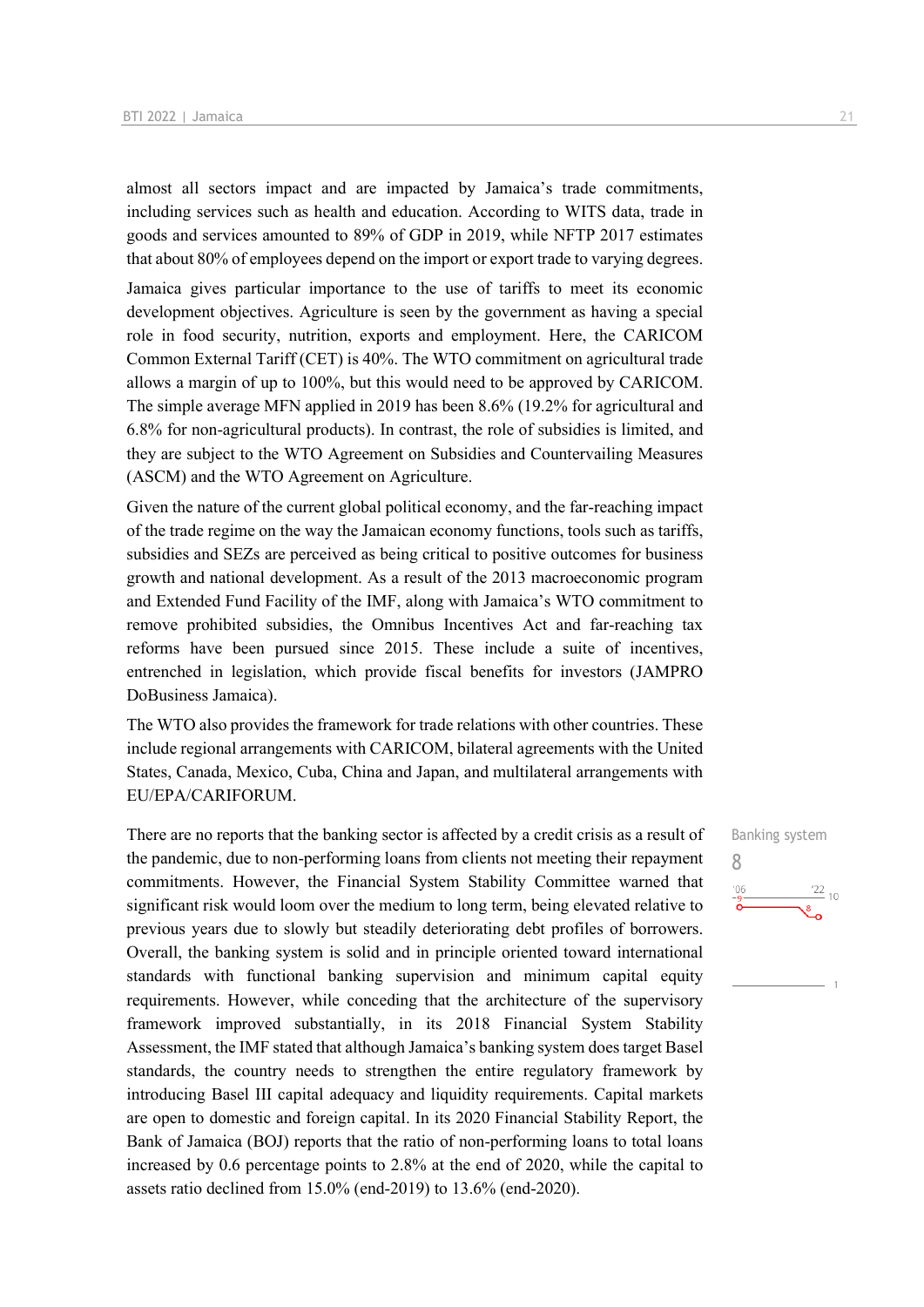almost all sectors impact and are impacted by Jamaica's trade commitments, including services such as health and education. According to WITS data, trade in goods and services amounted to 89% of GDP in 2019, while NFTP 2017 estimates that about 80% of employees depend on the import or export trade to varying degrees.

Jamaica gives particular importance to the use of tariffs to meet its economic development objectives. Agriculture is seen by the government as having a special role in food security, nutrition, exports and employment. Here, the CARICOM Common External Tariff (CET) is 40%. The WTO commitment on agricultural trade allows a margin of up to 100%, but this would need to be approved by CARICOM. The simple average MFN applied in 2019 has been 8.6% (19.2% for agricultural and 6.8% for non-agricultural products). In contrast, the role of subsidies is limited, and they are subject to the WTO Agreement on Subsidies and Countervailing Measures (ASCM) and the WTO Agreement on Agriculture.

Given the nature of the current global political economy, and the far-reaching impact of the trade regime on the way the Jamaican economy functions, tools such as tariffs, subsidies and SEZs are perceived as being critical to positive outcomes for business growth and national development. As a result of the 2013 macroeconomic program and Extended Fund Facility of the IMF, along with Jamaica's WTO commitment to remove prohibited subsidies, the Omnibus Incentives Act and far-reaching tax reforms have been pursued since 2015. These include a suite of incentives, entrenched in legislation, which provide fiscal benefits for investors (JAMPRO DoBusiness Jamaica).

The WTO also provides the framework for trade relations with other countries. These include regional arrangements with CARICOM, bilateral agreements with the United States, Canada, Mexico, Cuba, China and Japan, and multilateral arrangements with EU/EPA/CARIFORUM.

Banking system
8

There are no reports that the banking sector is affected by a credit crisis as a result of the pandemic, due to non-performing loans from clients not meeting their repayment commitments. However, the Financial System Stability Committee warned that significant risk would loom over the medium to long term, being elevated relative to previous years due to slowly but steadily deteriorating debt profiles of borrowers. Overall, the banking system is solid and in principle oriented toward international standards with functional banking supervision and minimum capital equity requirements. However, while conceding that the architecture of the supervisory framework improved substantially, in its 2018 Financial System Stability Assessment, the IMF stated that although Jamaica's banking system does target Basel standards, the country needs to strengthen the entire regulatory framework by introducing Basel III capital adequacy and liquidity requirements. Capital markets are open to domestic and foreign capital. In its 2020 Financial Stability Report, the Bank of Jamaica (BOJ) reports that the ratio of non-performing loans to total loans increased by 0.6 percentage points to 2.8% at the end of 2020, while the capital to assets ratio declined from 15.0% (end-2019) to 13.6% (end-2020).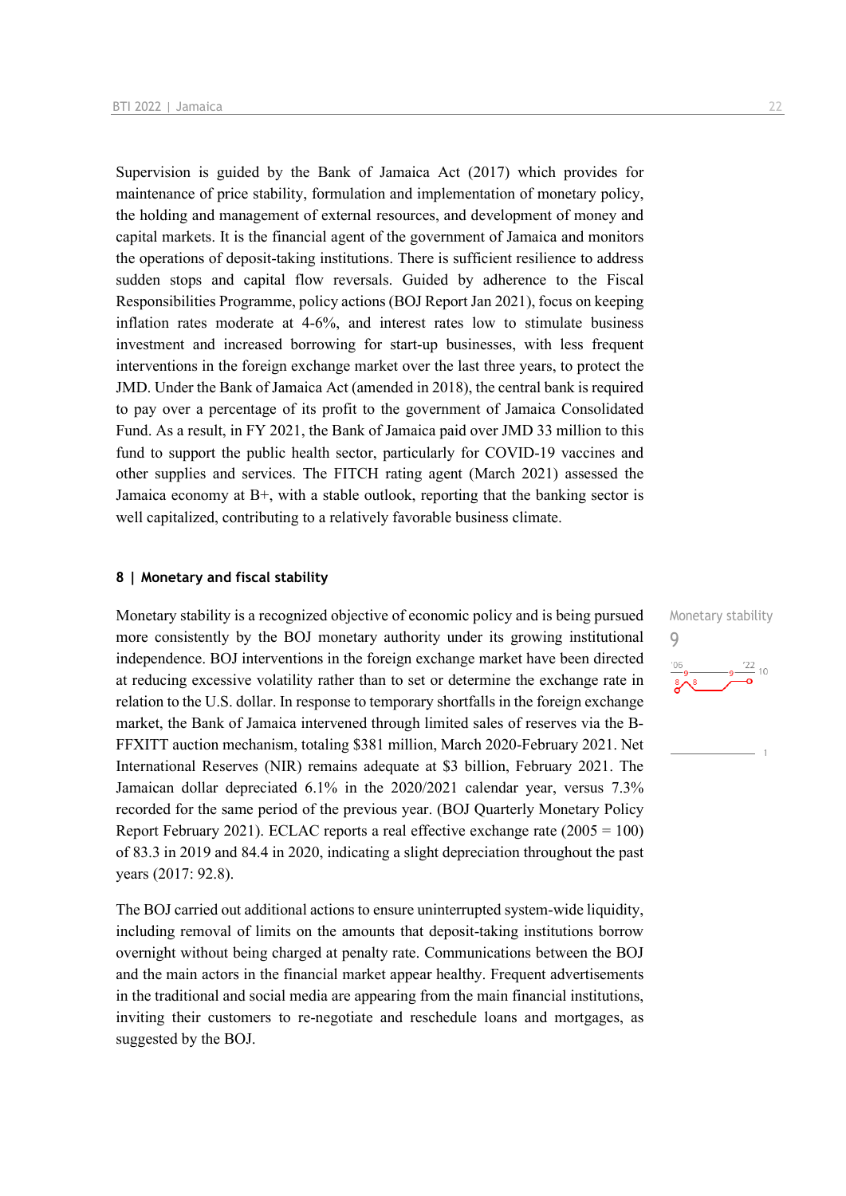Supervision is guided by the Bank of Jamaica Act (2017) which provides for maintenance of price stability, formulation and implementation of monetary policy, the holding and management of external resources, and development of money and capital markets. It is the financial agent of the government of Jamaica and monitors the operations of deposit-taking institutions. There is sufficient resilience to address sudden stops and capital flow reversals. Guided by adherence to the Fiscal Responsibilities Programme, policy actions (BOJ Report Jan 2021), focus on keeping inflation rates moderate at 4-6%, and interest rates low to stimulate business investment and increased borrowing for start-up businesses, with less frequent interventions in the foreign exchange market over the last three years, to protect the JMD. Under the Bank of Jamaica Act (amended in 2018), the central bank is required to pay over a percentage of its profit to the government of Jamaica Consolidated Fund. As a result, in FY 2021, the Bank of Jamaica paid over JMD 33 million to this fund to support the public health sector, particularly for COVID-19 vaccines and other supplies and services. The FITCH rating agent (March 2021) assessed the Jamaica economy at B+, with a stable outlook, reporting that the banking sector is well capitalized, contributing to a relatively favorable business climate.

### 8 | Monetary and fiscal stability

Monetary stability
9

Monetary stability is a recognized objective of economic policy and is being pursued more consistently by the BOJ monetary authority under its growing institutional independence. BOJ interventions in the foreign exchange market have been directed at reducing excessive volatility rather than to set or determine the exchange rate in relation to the U.S. dollar. In response to temporary shortfalls in the foreign exchange market, the Bank of Jamaica intervened through limited sales of reserves via the B-FFXITT auction mechanism, totaling $381 million, March 2020-February 2021. Net International Reserves (NIR) remains adequate at $3 billion, February 2021. The Jamaican dollar depreciated 6.1% in the 2020/2021 calendar year, versus 7.3% recorded for the same period of the previous year. (BOJ Quarterly Monetary Policy Report February 2021). ECLAC reports a real effective exchange rate (2005 = 100) of 83.3 in 2019 and 84.4 in 2020, indicating a slight depreciation throughout the past years (2017: 92.8).

The BOJ carried out additional actions to ensure uninterrupted system-wide liquidity, including removal of limits on the amounts that deposit-taking institutions borrow overnight without being charged at penalty rate. Communications between the BOJ and the main actors in the financial market appear healthy. Frequent advertisements in the traditional and social media are appearing from the main financial institutions, inviting their customers to re-negotiate and reschedule loans and mortgages, as suggested by the BOJ.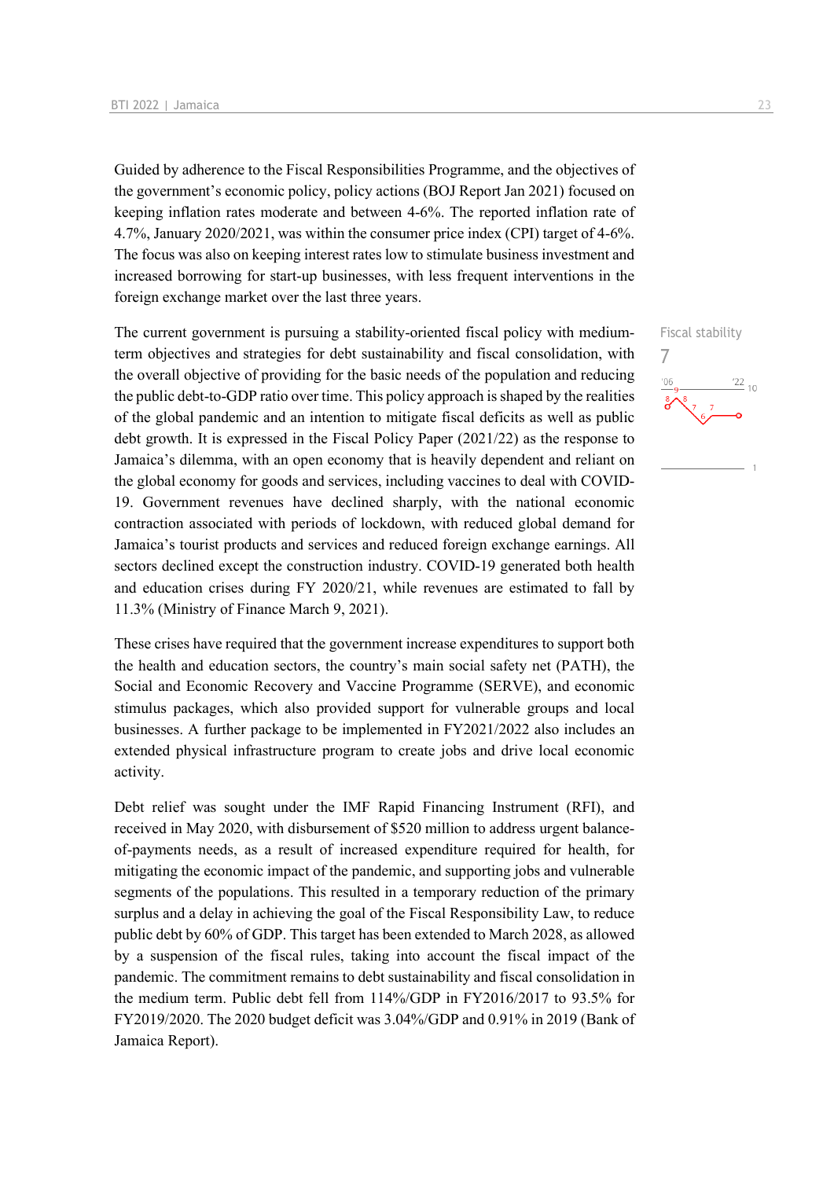Guided by adherence to the Fiscal Responsibilities Programme, and the objectives of the government's economic policy, policy actions (BOJ Report Jan 2021) focused on keeping inflation rates moderate and between 4-6%. The reported inflation rate of 4.7%, January 2020/2021, was within the consumer price index (CPI) target of 4-6%. The focus was also on keeping interest rates low to stimulate business investment and increased borrowing for start-up businesses, with less frequent interventions in the foreign exchange market over the last three years.

The current government is pursuing a stability-oriented fiscal policy with medium-term objectives and strategies for debt sustainability and fiscal consolidation, with the overall objective of providing for the basic needs of the population and reducing the public debt-to-GDP ratio over time. This policy approach is shaped by the realities of the global pandemic and an intention to mitigate fiscal deficits as well as public debt growth. It is expressed in the Fiscal Policy Paper (2021/22) as the response to Jamaica's dilemma, with an open economy that is heavily dependent and reliant on the global economy for goods and services, including vaccines to deal with COVID-19. Government revenues have declined sharply, with the national economic contraction associated with periods of lockdown, with reduced global demand for Jamaica's tourist products and services and reduced foreign exchange earnings. All sectors declined except the construction industry. COVID-19 generated both health and education crises during FY 2020/21, while revenues are estimated to fall by 11.3% (Ministry of Finance March 9, 2021).

Fiscal stability
7

These crises have required that the government increase expenditures to support both the health and education sectors, the country's main social safety net (PATH), the Social and Economic Recovery and Vaccine Programme (SERVE), and economic stimulus packages, which also provided support for vulnerable groups and local businesses. A further package to be implemented in FY2021/2022 also includes an extended physical infrastructure program to create jobs and drive local economic activity.

Debt relief was sought under the IMF Rapid Financing Instrument (RFI), and received in May 2020, with disbursement of $520 million to address urgent balance-of-payments needs, as a result of increased expenditure required for health, for mitigating the economic impact of the pandemic, and supporting jobs and vulnerable segments of the populations. This resulted in a temporary reduction of the primary surplus and a delay in achieving the goal of the Fiscal Responsibility Law, to reduce public debt by 60% of GDP. This target has been extended to March 2028, as allowed by a suspension of the fiscal rules, taking into account the fiscal impact of the pandemic. The commitment remains to debt sustainability and fiscal consolidation in the medium term. Public debt fell from 114%/GDP in FY2016/2017 to 93.5% for FY2019/2020. The 2020 budget deficit was 3.04%/GDP and 0.91% in 2019 (Bank of Jamaica Report).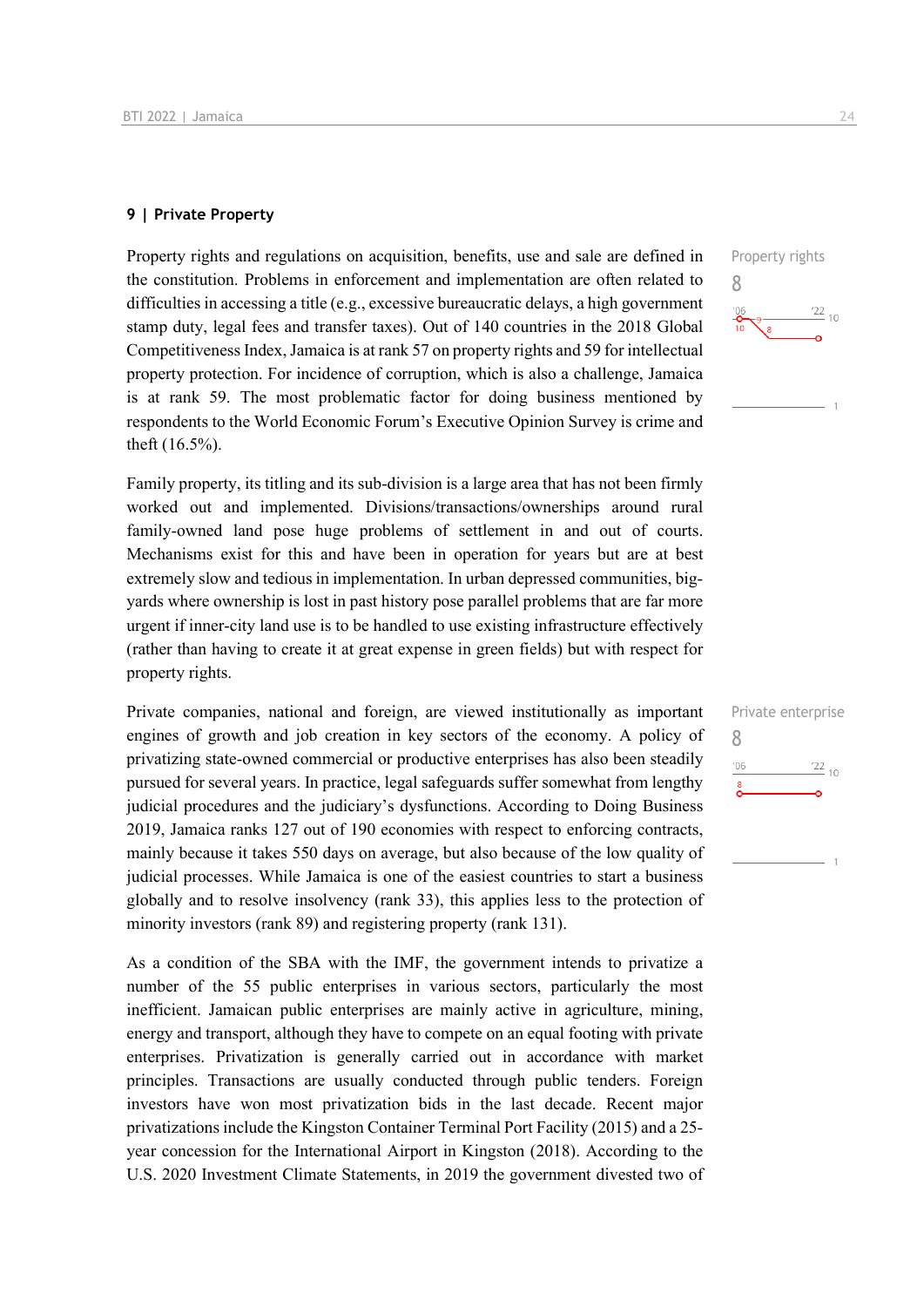## 9 | Private Property

Property rights

8

Property rights and regulations on acquisition, benefits, use and sale are defined in the constitution. Problems in enforcement and implementation are often related to difficulties in accessing a title (e.g., excessive bureaucratic delays, a high government stamp duty, legal fees and transfer taxes). Out of 140 countries in the 2018 Global Competitiveness Index, Jamaica is at rank 57 on property rights and 59 for intellectual property protection. For incidence of corruption, which is also a challenge, Jamaica is at rank 59. The most problematic factor for doing business mentioned by respondents to the World Economic Forum's Executive Opinion Survey is crime and theft (16.5%).

Family property, its titling and its sub-division is a large area that has not been firmly worked out and implemented. Divisions/transactions/ownerships around rural family-owned land pose huge problems of settlement in and out of courts. Mechanisms exist for this and have been in operation for years but are at best extremely slow and tedious in implementation. In urban depressed communities, big-yards where ownership is lost in past history pose parallel problems that are far more urgent if inner-city land use is to be handled to use existing infrastructure effectively (rather than having to create it at great expense in green fields) but with respect for property rights.

Private enterprise

8

Private companies, national and foreign, are viewed institutionally as important engines of growth and job creation in key sectors of the economy. A policy of privatizing state-owned commercial or productive enterprises has also been steadily pursued for several years. In practice, legal safeguards suffer somewhat from lengthy judicial procedures and the judiciary's dysfunctions. According to Doing Business 2019, Jamaica ranks 127 out of 190 economies with respect to enforcing contracts, mainly because it takes 550 days on average, but also because of the low quality of judicial processes. While Jamaica is one of the easiest countries to start a business globally and to resolve insolvency (rank 33), this applies less to the protection of minority investors (rank 89) and registering property (rank 131).

As a condition of the SBA with the IMF, the government intends to privatize a number of the 55 public enterprises in various sectors, particularly the most inefficient. Jamaican public enterprises are mainly active in agriculture, mining, energy and transport, although they have to compete on an equal footing with private enterprises. Privatization is generally carried out in accordance with market principles. Transactions are usually conducted through public tenders. Foreign investors have won most privatization bids in the last decade. Recent major privatizations include the Kingston Container Terminal Port Facility (2015) and a 25-year concession for the International Airport in Kingston (2018). According to the U.S. 2020 Investment Climate Statements, in 2019 the government divested two of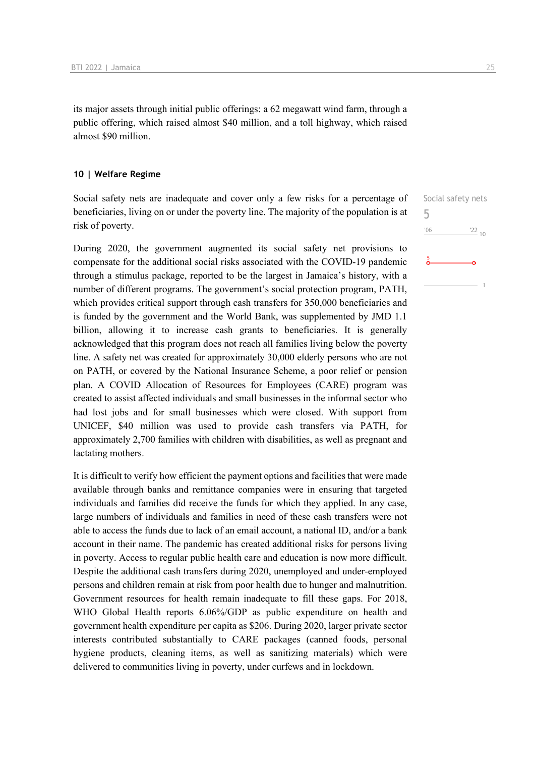its major assets through initial public offerings: a 62 megawatt wind farm, through a public offering, which raised almost $40 million, and a toll highway, which raised almost $90 million.

### 10 | Welfare Regime

Social safety nets

5

Social safety nets are inadequate and cover only a few risks for a percentage of beneficiaries, living on or under the poverty line. The majority of the population is at risk of poverty.

During 2020, the government augmented its social safety net provisions to compensate for the additional social risks associated with the COVID-19 pandemic through a stimulus package, reported to be the largest in Jamaica's history, with a number of different programs. The government's social protection program, PATH, which provides critical support through cash transfers for 350,000 beneficiaries and is funded by the government and the World Bank, was supplemented by JMD 1.1 billion, allowing it to increase cash grants to beneficiaries. It is generally acknowledged that this program does not reach all families living below the poverty line. A safety net was created for approximately 30,000 elderly persons who are not on PATH, or covered by the National Insurance Scheme, a poor relief or pension plan. A COVID Allocation of Resources for Employees (CARE) program was created to assist affected individuals and small businesses in the informal sector who had lost jobs and for small businesses which were closed. With support from UNICEF, $40 million was used to provide cash transfers via PATH, for approximately 2,700 families with children with disabilities, as well as pregnant and lactating mothers.

It is difficult to verify how efficient the payment options and facilities that were made available through banks and remittance companies were in ensuring that targeted individuals and families did receive the funds for which they applied. In any case, large numbers of individuals and families in need of these cash transfers were not able to access the funds due to lack of an email account, a national ID, and/or a bank account in their name. The pandemic has created additional risks for persons living in poverty. Access to regular public health care and education is now more difficult. Despite the additional cash transfers during 2020, unemployed and under-employed persons and children remain at risk from poor health due to hunger and malnutrition. Government resources for health remain inadequate to fill these gaps. For 2018, WHO Global Health reports 6.06%/GDP as public expenditure on health and government health expenditure per capita as $206. During 2020, larger private sector interests contributed substantially to CARE packages (canned foods, personal hygiene products, cleaning items, as well as sanitizing materials) which were delivered to communities living in poverty, under curfews and in lockdown.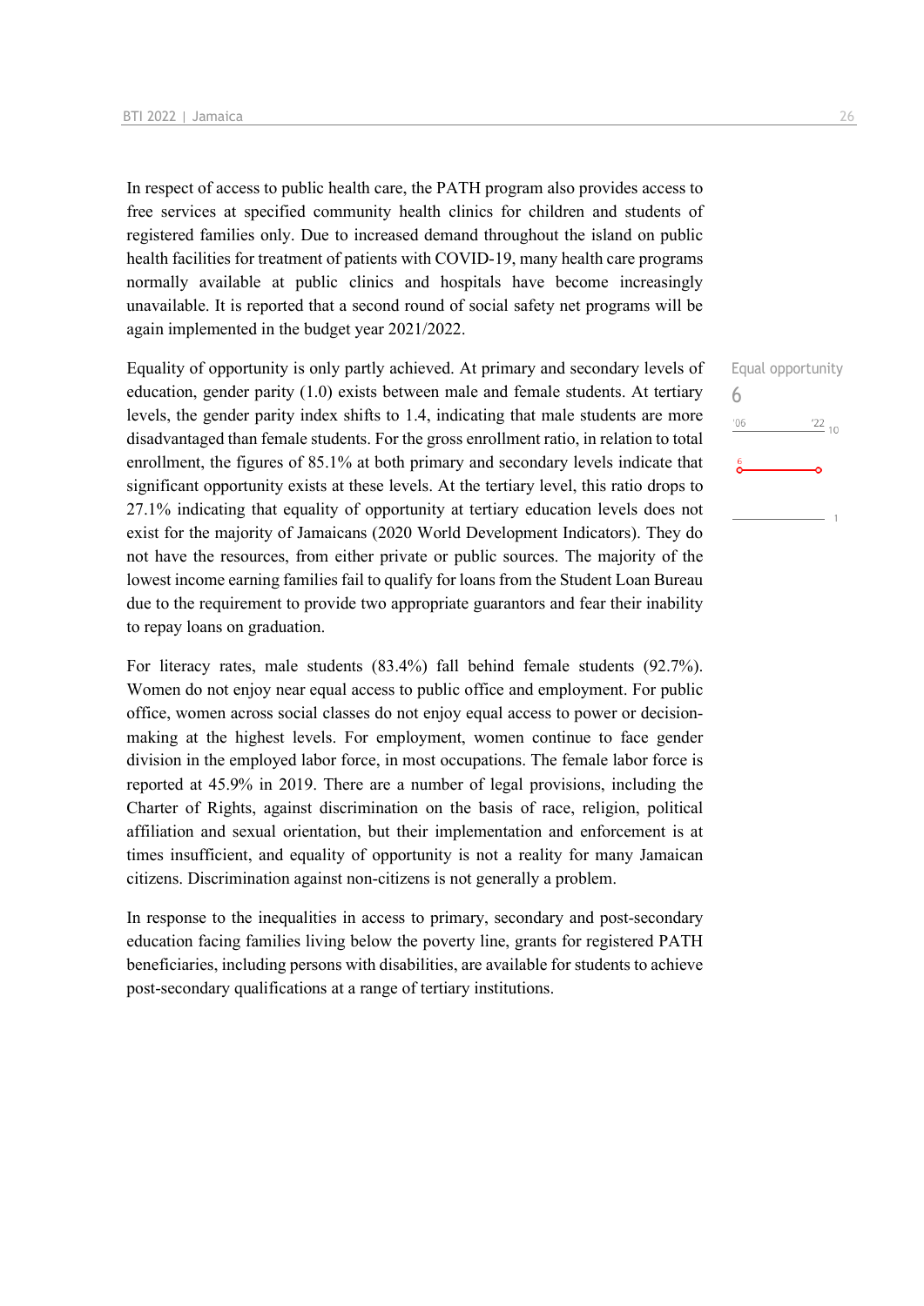In respect of access to public health care, the PATH program also provides access to free services at specified community health clinics for children and students of registered families only. Due to increased demand throughout the island on public health facilities for treatment of patients with COVID-19, many health care programs normally available at public clinics and hospitals have become increasingly unavailable. It is reported that a second round of social safety net programs will be again implemented in the budget year 2021/2022.

Equal opportunity
6

Equality of opportunity is only partly achieved. At primary and secondary levels of education, gender parity (1.0) exists between male and female students. At tertiary levels, the gender parity index shifts to 1.4, indicating that male students are more disadvantaged than female students. For the gross enrollment ratio, in relation to total enrollment, the figures of 85.1% at both primary and secondary levels indicate that significant opportunity exists at these levels. At the tertiary level, this ratio drops to 27.1% indicating that equality of opportunity at tertiary education levels does not exist for the majority of Jamaicans (2020 World Development Indicators). They do not have the resources, from either private or public sources. The majority of the lowest income earning families fail to qualify for loans from the Student Loan Bureau due to the requirement to provide two appropriate guarantors and fear their inability to repay loans on graduation.

For literacy rates, male students (83.4%) fall behind female students (92.7%). Women do not enjoy near equal access to public office and employment. For public office, women across social classes do not enjoy equal access to power or decision-making at the highest levels. For employment, women continue to face gender division in the employed labor force, in most occupations. The female labor force is reported at 45.9% in 2019. There are a number of legal provisions, including the Charter of Rights, against discrimination on the basis of race, religion, political affiliation and sexual orientation, but their implementation and enforcement is at times insufficient, and equality of opportunity is not a reality for many Jamaican citizens. Discrimination against non-citizens is not generally a problem.

In response to the inequalities in access to primary, secondary and post-secondary education facing families living below the poverty line, grants for registered PATH beneficiaries, including persons with disabilities, are available for students to achieve post-secondary qualifications at a range of tertiary institutions.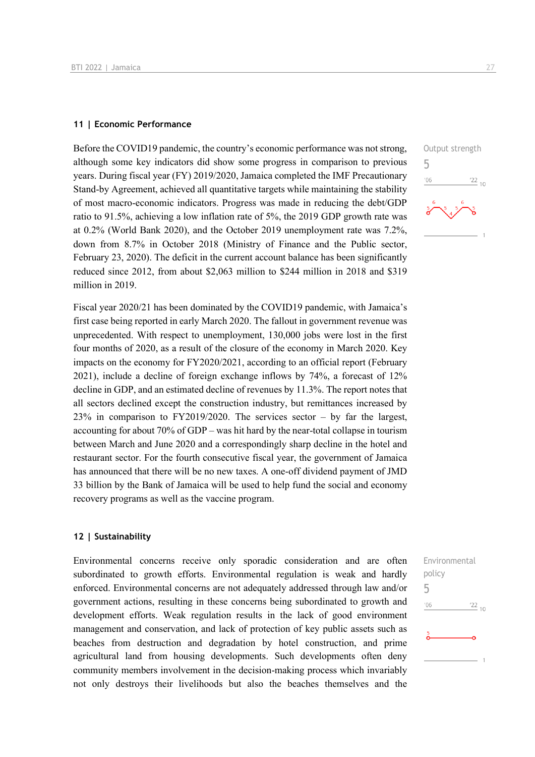## 11 | Economic Performance

Output strength
5

Before the COVID19 pandemic, the country's economic performance was not strong, although some key indicators did show some progress in comparison to previous years. During fiscal year (FY) 2019/2020, Jamaica completed the IMF Precautionary Stand-by Agreement, achieved all quantitative targets while maintaining the stability of most macro-economic indicators. Progress was made in reducing the debt/GDP ratio to 91.5%, achieving a low inflation rate of 5%, the 2019 GDP growth rate was at 0.2% (World Bank 2020), and the October 2019 unemployment rate was 7.2%, down from 8.7% in October 2018 (Ministry of Finance and the Public sector, February 23, 2020). The deficit in the current account balance has been significantly reduced since 2012, from about $2,063 million to $244 million in 2018 and $319 million in 2019.

Fiscal year 2020/21 has been dominated by the COVID19 pandemic, with Jamaica's first case being reported in early March 2020. The fallout in government revenue was unprecedented. With respect to unemployment, 130,000 jobs were lost in the first four months of 2020, as a result of the closure of the economy in March 2020. Key impacts on the economy for FY2020/2021, according to an official report (February 2021), include a decline of foreign exchange inflows by 74%, a forecast of 12% decline in GDP, and an estimated decline of revenues by 11.3%. The report notes that all sectors declined except the construction industry, but remittances increased by 23% in comparison to FY2019/2020. The services sector – by far the largest, accounting for about 70% of GDP – was hit hard by the near-total collapse in tourism between March and June 2020 and a correspondingly sharp decline in the hotel and restaurant sector. For the fourth consecutive fiscal year, the government of Jamaica has announced that there will be no new taxes. A one-off dividend payment of JMD 33 billion by the Bank of Jamaica will be used to help fund the social and economy recovery programs as well as the vaccine program.

## 12 | Sustainability

Environmental policy
5

Environmental concerns receive only sporadic consideration and are often subordinated to growth efforts. Environmental regulation is weak and hardly enforced. Environmental concerns are not adequately addressed through law and/or government actions, resulting in these concerns being subordinated to growth and development efforts. Weak regulation results in the lack of good environment management and conservation, and lack of protection of key public assets such as beaches from destruction and degradation by hotel construction, and prime agricultural land from housing developments. Such developments often deny community members involvement in the decision-making process which invariably not only destroys their livelihoods but also the beaches themselves and the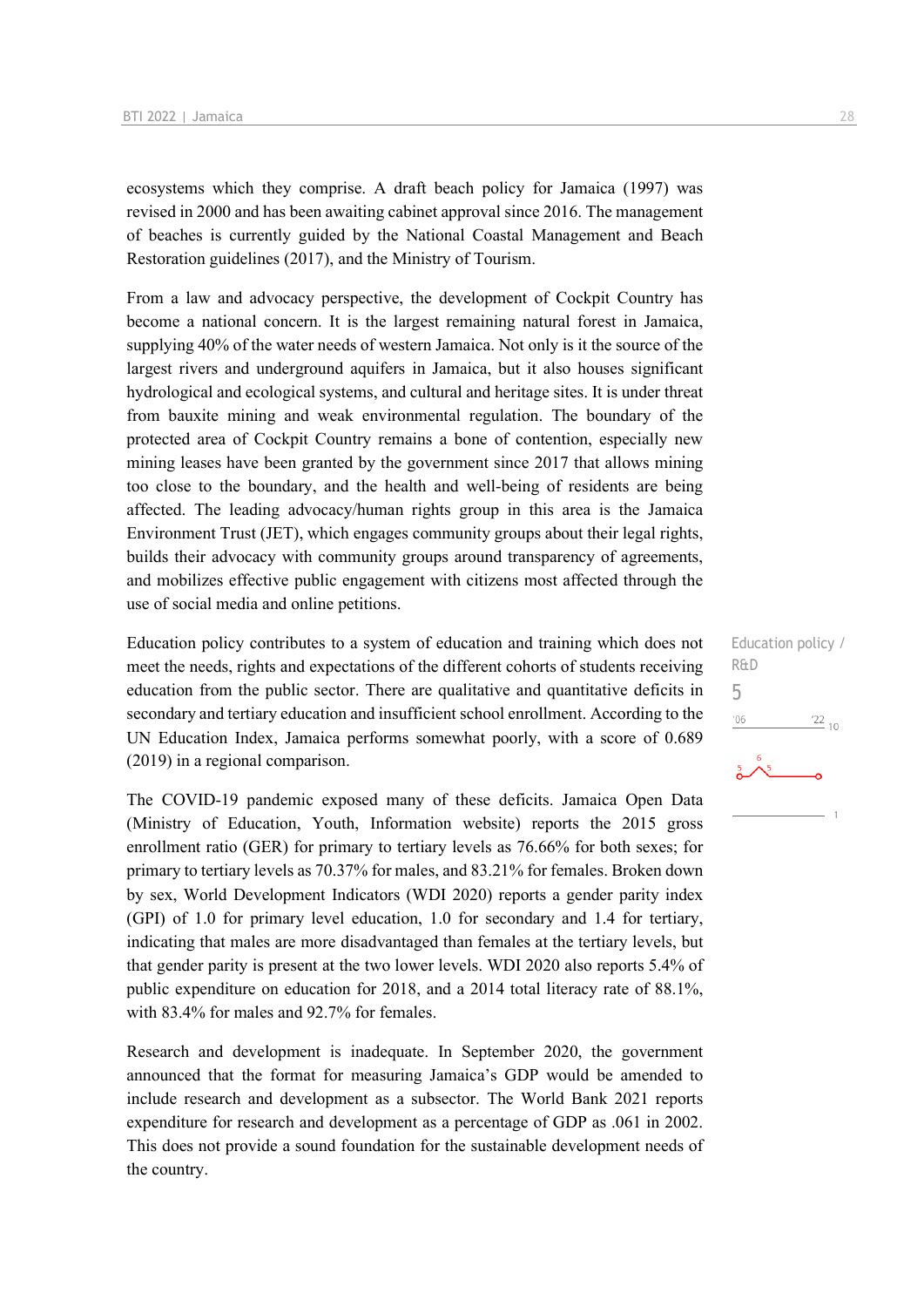ecosystems which they comprise. A draft beach policy for Jamaica (1997) was revised in 2000 and has been awaiting cabinet approval since 2016. The management of beaches is currently guided by the National Coastal Management and Beach Restoration guidelines (2017), and the Ministry of Tourism.

From a law and advocacy perspective, the development of Cockpit Country has become a national concern. It is the largest remaining natural forest in Jamaica, supplying 40% of the water needs of western Jamaica. Not only is it the source of the largest rivers and underground aquifers in Jamaica, but it also houses significant hydrological and ecological systems, and cultural and heritage sites. It is under threat from bauxite mining and weak environmental regulation. The boundary of the protected area of Cockpit Country remains a bone of contention, especially new mining leases have been granted by the government since 2017 that allows mining too close to the boundary, and the health and well-being of residents are being affected. The leading advocacy/human rights group in this area is the Jamaica Environment Trust (JET), which engages community groups about their legal rights, builds their advocacy with community groups around transparency of agreements, and mobilizes effective public engagement with citizens most affected through the use of social media and online petitions.

Education policy / R&D
5

Education policy contributes to a system of education and training which does not meet the needs, rights and expectations of the different cohorts of students receiving education from the public sector. There are qualitative and quantitative deficits in secondary and tertiary education and insufficient school enrollment. According to the UN Education Index, Jamaica performs somewhat poorly, with a score of 0.689 (2019) in a regional comparison.

The COVID-19 pandemic exposed many of these deficits. Jamaica Open Data (Ministry of Education, Youth, Information website) reports the 2015 gross enrollment ratio (GER) for primary to tertiary levels as 76.66% for both sexes; for primary to tertiary levels as 70.37% for males, and 83.21% for females. Broken down by sex, World Development Indicators (WDI 2020) reports a gender parity index (GPI) of 1.0 for primary level education, 1.0 for secondary and 1.4 for tertiary, indicating that males are more disadvantaged than females at the tertiary levels, but that gender parity is present at the two lower levels. WDI 2020 also reports 5.4% of public expenditure on education for 2018, and a 2014 total literacy rate of 88.1%, with 83.4% for males and 92.7% for females.

Research and development is inadequate. In September 2020, the government announced that the format for measuring Jamaica's GDP would be amended to include research and development as a subsector. The World Bank 2021 reports expenditure for research and development as a percentage of GDP as .061 in 2002. This does not provide a sound foundation for the sustainable development needs of the country.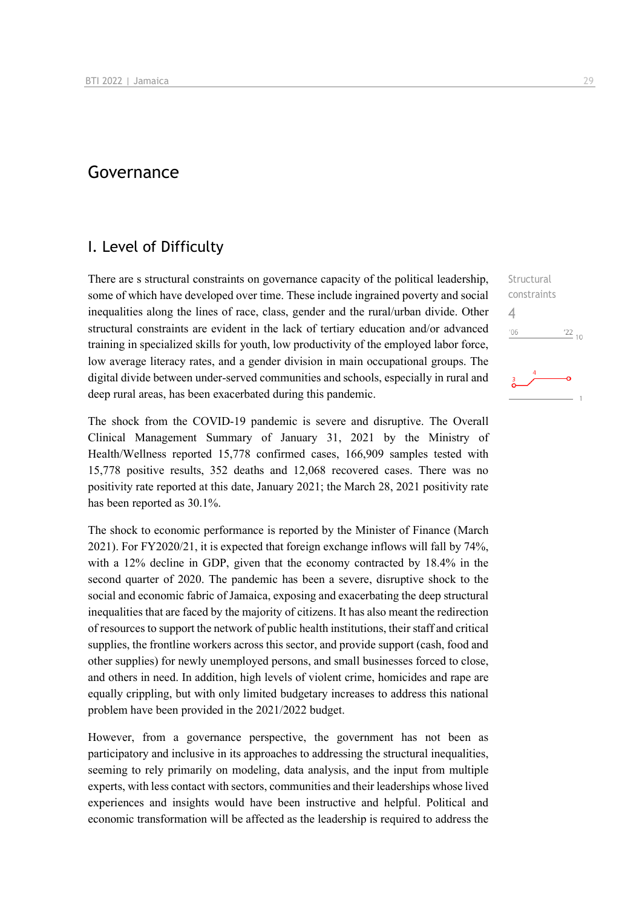# Governance

## I. Level of Difficulty

Structural constraints

4

There are s structural constraints on governance capacity of the political leadership, some of which have developed over time. These include ingrained poverty and social inequalities along the lines of race, class, gender and the rural/urban divide. Other structural constraints are evident in the lack of tertiary education and/or advanced training in specialized skills for youth, low productivity of the employed labor force, low average literacy rates, and a gender division in main occupational groups. The digital divide between under-served communities and schools, especially in rural and deep rural areas, has been exacerbated during this pandemic.

The shock from the COVID-19 pandemic is severe and disruptive. The Overall Clinical Management Summary of January 31, 2021 by the Ministry of Health/Wellness reported 15,778 confirmed cases, 166,909 samples tested with 15,778 positive results, 352 deaths and 12,068 recovered cases. There was no positivity rate reported at this date, January 2021; the March 28, 2021 positivity rate has been reported as 30.1%.

The shock to economic performance is reported by the Minister of Finance (March 2021). For FY2020/21, it is expected that foreign exchange inflows will fall by 74%, with a 12% decline in GDP, given that the economy contracted by 18.4% in the second quarter of 2020. The pandemic has been a severe, disruptive shock to the social and economic fabric of Jamaica, exposing and exacerbating the deep structural inequalities that are faced by the majority of citizens. It has also meant the redirection of resources to support the network of public health institutions, their staff and critical supplies, the frontline workers across this sector, and provide support (cash, food and other supplies) for newly unemployed persons, and small businesses forced to close, and others in need. In addition, high levels of violent crime, homicides and rape are equally crippling, but with only limited budgetary increases to address this national problem have been provided in the 2021/2022 budget.

However, from a governance perspective, the government has not been as participatory and inclusive in its approaches to addressing the structural inequalities, seeming to rely primarily on modeling, data analysis, and the input from multiple experts, with less contact with sectors, communities and their leaderships whose lived experiences and insights would have been instructive and helpful. Political and economic transformation will be affected as the leadership is required to address the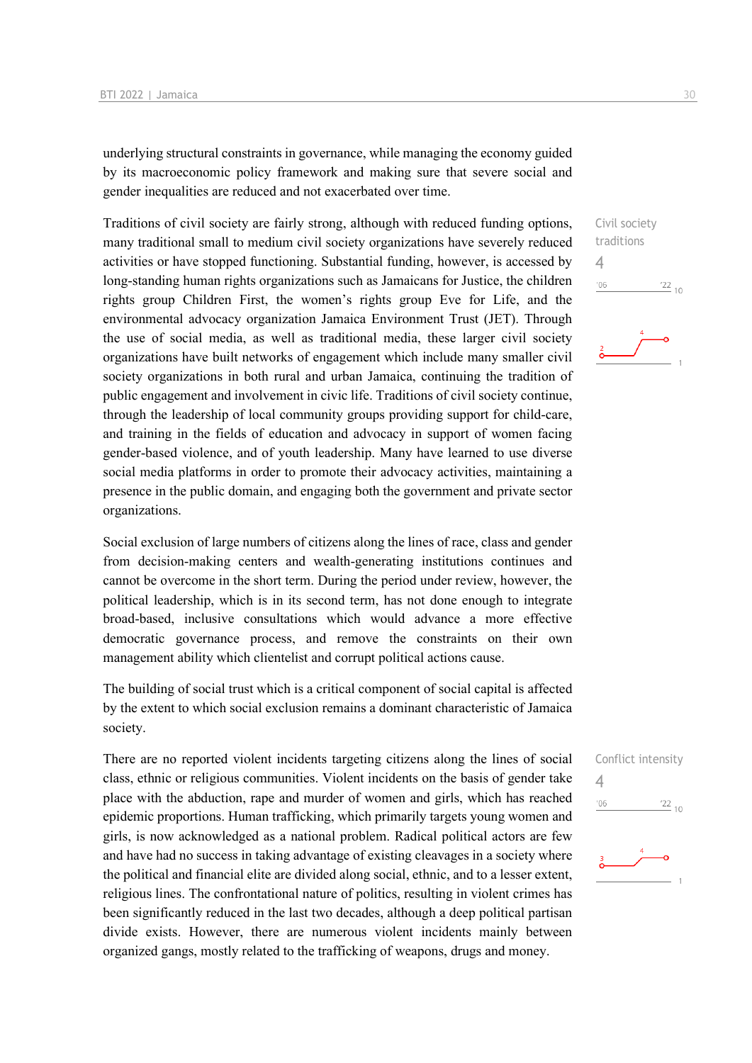underlying structural constraints in governance, while managing the economy guided by its macroeconomic policy framework and making sure that severe social and gender inequalities are reduced and not exacerbated over time.

Civil society traditions
4

Traditions of civil society are fairly strong, although with reduced funding options, many traditional small to medium civil society organizations have severely reduced activities or have stopped functioning. Substantial funding, however, is accessed by long-standing human rights organizations such as Jamaicans for Justice, the children rights group Children First, the women's rights group Eve for Life, and the environmental advocacy organization Jamaica Environment Trust (JET). Through the use of social media, as well as traditional media, these larger civil society organizations have built networks of engagement which include many smaller civil society organizations in both rural and urban Jamaica, continuing the tradition of public engagement and involvement in civic life. Traditions of civil society continue, through the leadership of local community groups providing support for child-care, and training in the fields of education and advocacy in support of women facing gender-based violence, and of youth leadership. Many have learned to use diverse social media platforms in order to promote their advocacy activities, maintaining a presence in the public domain, and engaging both the government and private sector organizations.

Social exclusion of large numbers of citizens along the lines of race, class and gender from decision-making centers and wealth-generating institutions continues and cannot be overcome in the short term. During the period under review, however, the political leadership, which is in its second term, has not done enough to integrate broad-based, inclusive consultations which would advance a more effective democratic governance process, and remove the constraints on their own management ability which clientelist and corrupt political actions cause.

The building of social trust which is a critical component of social capital is affected by the extent to which social exclusion remains a dominant characteristic of Jamaica society.

Conflict intensity
4

There are no reported violent incidents targeting citizens along the lines of social class, ethnic or religious communities. Violent incidents on the basis of gender take place with the abduction, rape and murder of women and girls, which has reached epidemic proportions. Human trafficking, which primarily targets young women and girls, is now acknowledged as a national problem. Radical political actors are few and have had no success in taking advantage of existing cleavages in a society where the political and financial elite are divided along social, ethnic, and to a lesser extent, religious lines. The confrontational nature of politics, resulting in violent crimes has been significantly reduced in the last two decades, although a deep political partisan divide exists. However, there are numerous violent incidents mainly between organized gangs, mostly related to the trafficking of weapons, drugs and money.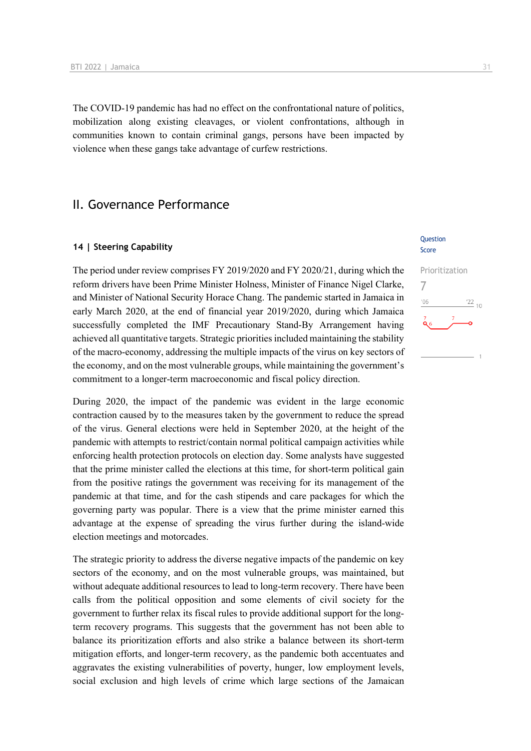The COVID-19 pandemic has had no effect on the confrontational nature of politics, mobilization along existing cleavages, or violent confrontations, although in communities known to contain criminal gangs, persons have been impacted by violence when these gangs take advantage of curfew restrictions.

## II. Governance Performance

### 14 | Steering Capability

Question Score

Prioritization
7

The period under review comprises FY 2019/2020 and FY 2020/21, during which the reform drivers have been Prime Minister Holness, Minister of Finance Nigel Clarke, and Minister of National Security Horace Chang. The pandemic started in Jamaica in early March 2020, at the end of financial year 2019/2020, during which Jamaica successfully completed the IMF Precautionary Stand-By Arrangement having achieved all quantitative targets. Strategic priorities included maintaining the stability of the macro-economy, addressing the multiple impacts of the virus on key sectors of the economy, and on the most vulnerable groups, while maintaining the government's commitment to a longer-term macroeconomic and fiscal policy direction.

During 2020, the impact of the pandemic was evident in the large economic contraction caused by to the measures taken by the government to reduce the spread of the virus. General elections were held in September 2020, at the height of the pandemic with attempts to restrict/contain normal political campaign activities while enforcing health protection protocols on election day. Some analysts have suggested that the prime minister called the elections at this time, for short-term political gain from the positive ratings the government was receiving for its management of the pandemic at that time, and for the cash stipends and care packages for which the governing party was popular. There is a view that the prime minister earned this advantage at the expense of spreading the virus further during the island-wide election meetings and motorcades.

The strategic priority to address the diverse negative impacts of the pandemic on key sectors of the economy, and on the most vulnerable groups, was maintained, but without adequate additional resources to lead to long-term recovery. There have been calls from the political opposition and some elements of civil society for the government to further relax its fiscal rules to provide additional support for the long-term recovery programs. This suggests that the government has not been able to balance its prioritization efforts and also strike a balance between its short-term mitigation efforts, and longer-term recovery, as the pandemic both accentuates and aggravates the existing vulnerabilities of poverty, hunger, low employment levels, social exclusion and high levels of crime which large sections of the Jamaican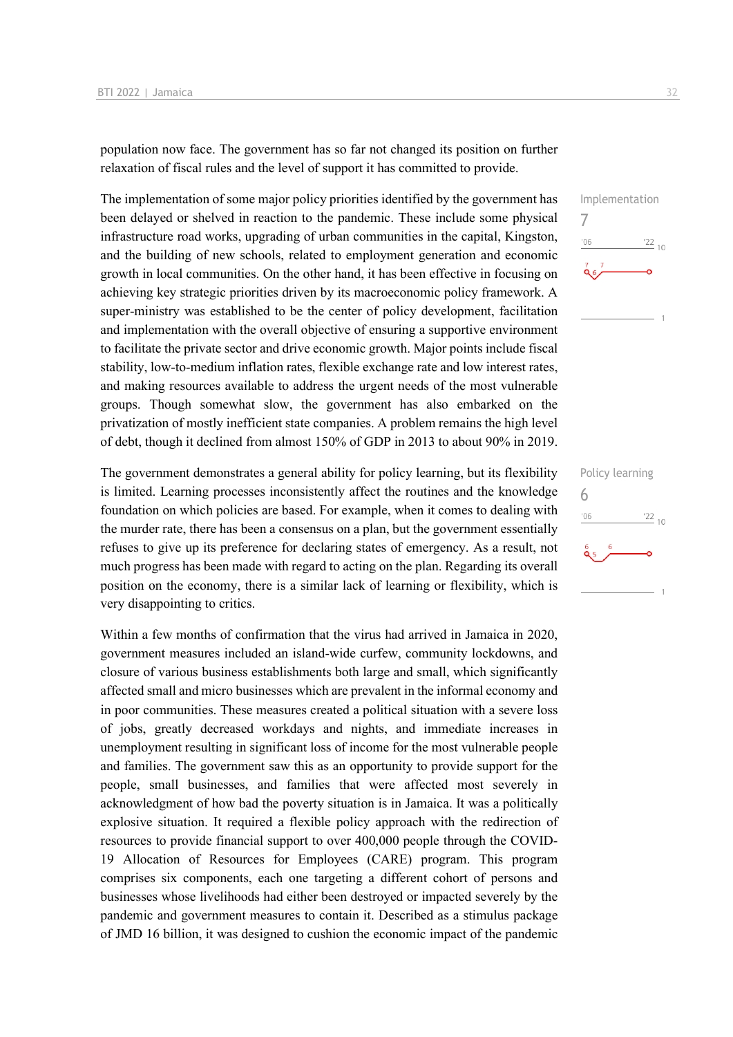population now face. The government has so far not changed its position on further relaxation of fiscal rules and the level of support it has committed to provide.

Implementation
7

The implementation of some major policy priorities identified by the government has been delayed or shelved in reaction to the pandemic. These include some physical infrastructure road works, upgrading of urban communities in the capital, Kingston, and the building of new schools, related to employment generation and economic growth in local communities. On the other hand, it has been effective in focusing on achieving key strategic priorities driven by its macroeconomic policy framework. A super-ministry was established to be the center of policy development, facilitation and implementation with the overall objective of ensuring a supportive environment to facilitate the private sector and drive economic growth. Major points include fiscal stability, low-to-medium inflation rates, flexible exchange rate and low interest rates, and making resources available to address the urgent needs of the most vulnerable groups. Though somewhat slow, the government has also embarked on the privatization of mostly inefficient state companies. A problem remains the high level of debt, though it declined from almost 150% of GDP in 2013 to about 90% in 2019.

Policy learning
6

The government demonstrates a general ability for policy learning, but its flexibility is limited. Learning processes inconsistently affect the routines and the knowledge foundation on which policies are based. For example, when it comes to dealing with the murder rate, there has been a consensus on a plan, but the government essentially refuses to give up its preference for declaring states of emergency. As a result, not much progress has been made with regard to acting on the plan. Regarding its overall position on the economy, there is a similar lack of learning or flexibility, which is very disappointing to critics.

Within a few months of confirmation that the virus had arrived in Jamaica in 2020, government measures included an island-wide curfew, community lockdowns, and closure of various business establishments both large and small, which significantly affected small and micro businesses which are prevalent in the informal economy and in poor communities. These measures created a political situation with a severe loss of jobs, greatly decreased workdays and nights, and immediate increases in unemployment resulting in significant loss of income for the most vulnerable people and families. The government saw this as an opportunity to provide support for the people, small businesses, and families that were affected most severely in acknowledgment of how bad the poverty situation is in Jamaica. It was a politically explosive situation. It required a flexible policy approach with the redirection of resources to provide financial support to over 400,000 people through the COVID-19 Allocation of Resources for Employees (CARE) program. This program comprises six components, each one targeting a different cohort of persons and businesses whose livelihoods had either been destroyed or impacted severely by the pandemic and government measures to contain it. Described as a stimulus package of JMD 16 billion, it was designed to cushion the economic impact of the pandemic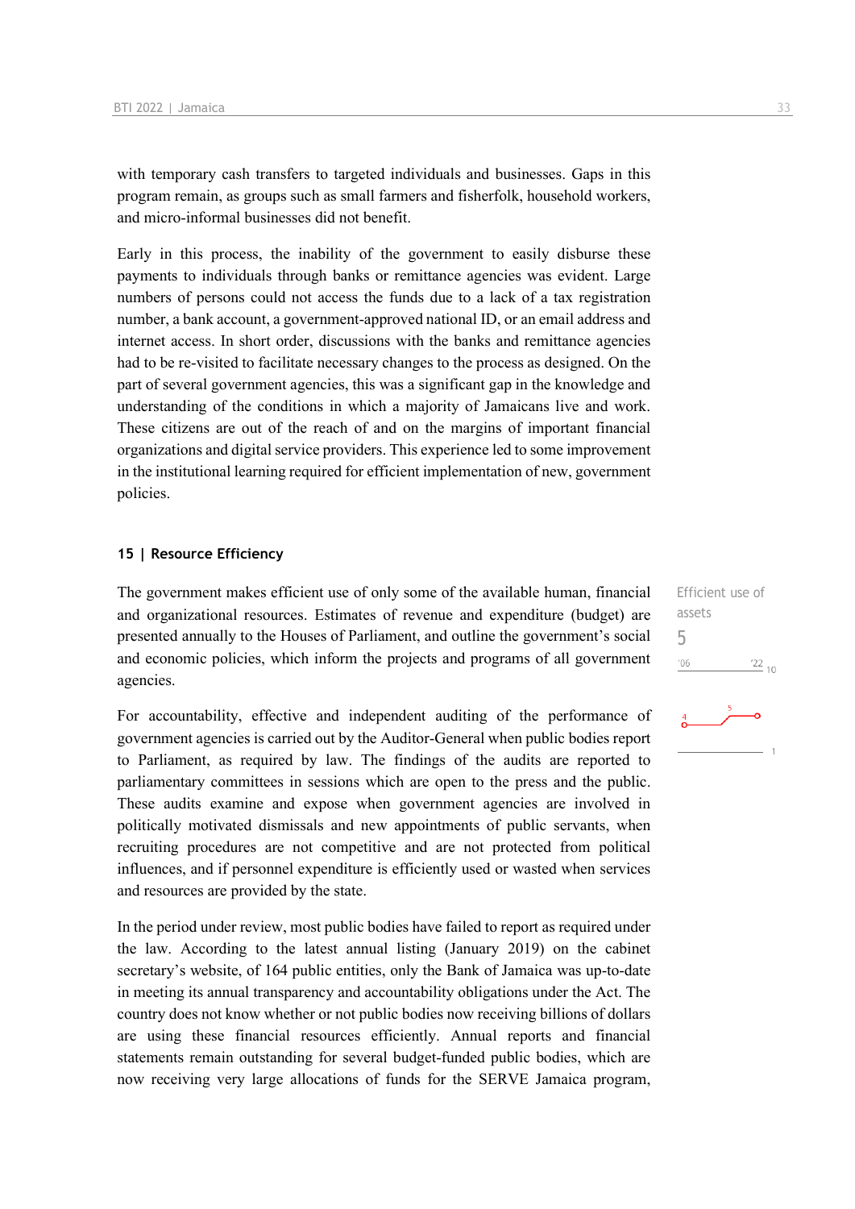with temporary cash transfers to targeted individuals and businesses. Gaps in this program remain, as groups such as small farmers and fisherfolk, household workers, and micro-informal businesses did not benefit.

Early in this process, the inability of the government to easily disburse these payments to individuals through banks or remittance agencies was evident. Large numbers of persons could not access the funds due to a lack of a tax registration number, a bank account, a government-approved national ID, or an email address and internet access. In short order, discussions with the banks and remittance agencies had to be re-visited to facilitate necessary changes to the process as designed. On the part of several government agencies, this was a significant gap in the knowledge and understanding of the conditions in which a majority of Jamaicans live and work. These citizens are out of the reach of and on the margins of important financial organizations and digital service providers. This experience led to some improvement in the institutional learning required for efficient implementation of new, government policies.

### 15 | Resource Efficiency

Efficient use of assets
5

The government makes efficient use of only some of the available human, financial and organizational resources. Estimates of revenue and expenditure (budget) are presented annually to the Houses of Parliament, and outline the government's social and economic policies, which inform the projects and programs of all government agencies.

For accountability, effective and independent auditing of the performance of government agencies is carried out by the Auditor-General when public bodies report to Parliament, as required by law. The findings of the audits are reported to parliamentary committees in sessions which are open to the press and the public. These audits examine and expose when government agencies are involved in politically motivated dismissals and new appointments of public servants, when recruiting procedures are not competitive and are not protected from political influences, and if personnel expenditure is efficiently used or wasted when services and resources are provided by the state.

In the period under review, most public bodies have failed to report as required under the law. According to the latest annual listing (January 2019) on the cabinet secretary's website, of 164 public entities, only the Bank of Jamaica was up-to-date in meeting its annual transparency and accountability obligations under the Act. The country does not know whether or not public bodies now receiving billions of dollars are using these financial resources efficiently. Annual reports and financial statements remain outstanding for several budget-funded public bodies, which are now receiving very large allocations of funds for the SERVE Jamaica program,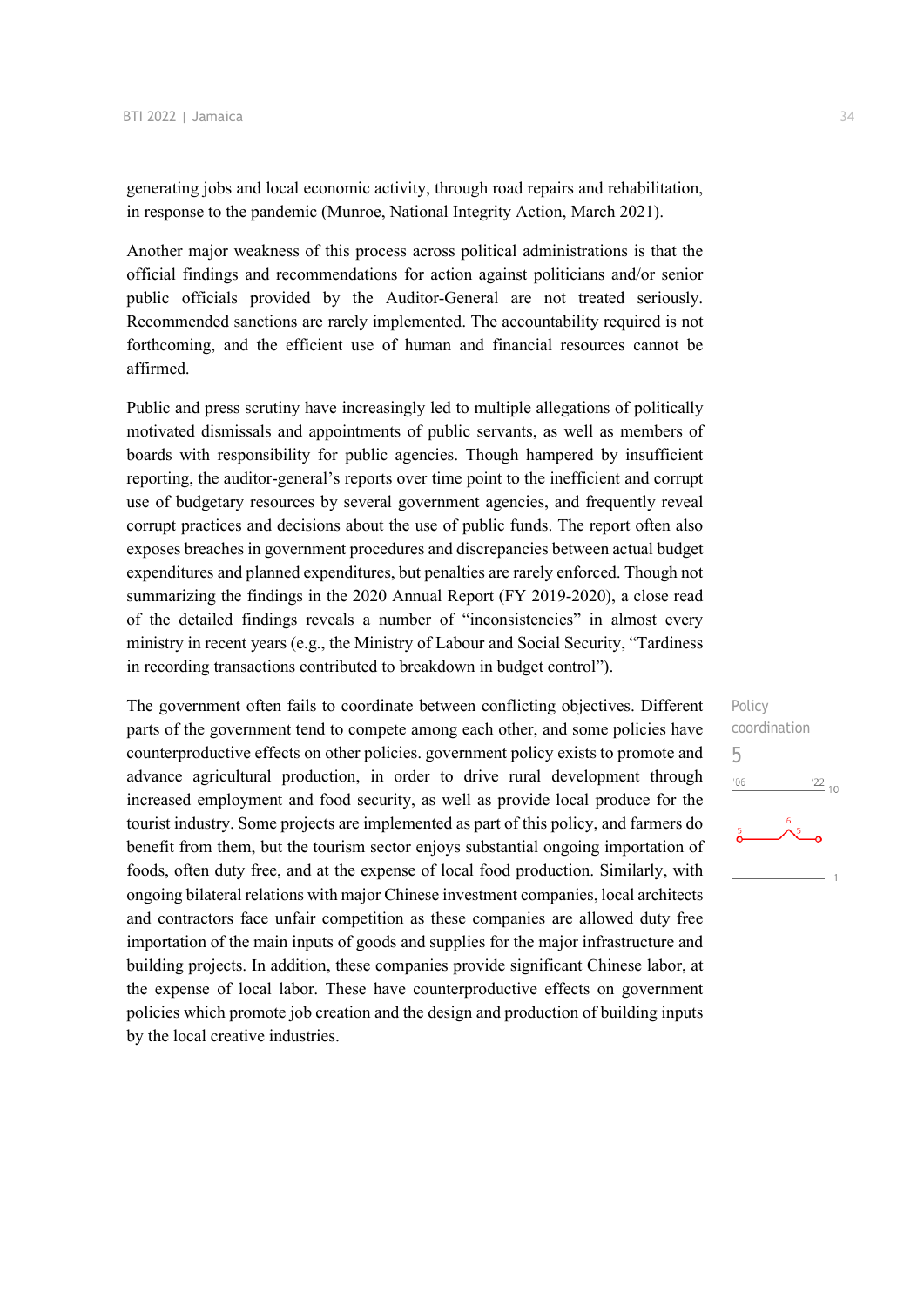generating jobs and local economic activity, through road repairs and rehabilitation, in response to the pandemic (Munroe, National Integrity Action, March 2021).

Another major weakness of this process across political administrations is that the official findings and recommendations for action against politicians and/or senior public officials provided by the Auditor-General are not treated seriously. Recommended sanctions are rarely implemented. The accountability required is not forthcoming, and the efficient use of human and financial resources cannot be affirmed.

Public and press scrutiny have increasingly led to multiple allegations of politically motivated dismissals and appointments of public servants, as well as members of boards with responsibility for public agencies. Though hampered by insufficient reporting, the auditor-general's reports over time point to the inefficient and corrupt use of budgetary resources by several government agencies, and frequently reveal corrupt practices and decisions about the use of public funds. The report often also exposes breaches in government procedures and discrepancies between actual budget expenditures and planned expenditures, but penalties are rarely enforced. Though not summarizing the findings in the 2020 Annual Report (FY 2019-2020), a close read of the detailed findings reveals a number of "inconsistencies" in almost every ministry in recent years (e.g., the Ministry of Labour and Social Security, "Tardiness in recording transactions contributed to breakdown in budget control").

Policy coordination

5

The government often fails to coordinate between conflicting objectives. Different parts of the government tend to compete among each other, and some policies have counterproductive effects on other policies. government policy exists to promote and advance agricultural production, in order to drive rural development through increased employment and food security, as well as provide local produce for the tourist industry. Some projects are implemented as part of this policy, and farmers do benefit from them, but the tourism sector enjoys substantial ongoing importation of foods, often duty free, and at the expense of local food production. Similarly, with ongoing bilateral relations with major Chinese investment companies, local architects and contractors face unfair competition as these companies are allowed duty free importation of the main inputs of goods and supplies for the major infrastructure and building projects. In addition, these companies provide significant Chinese labor, at the expense of local labor. These have counterproductive effects on government policies which promote job creation and the design and production of building inputs by the local creative industries.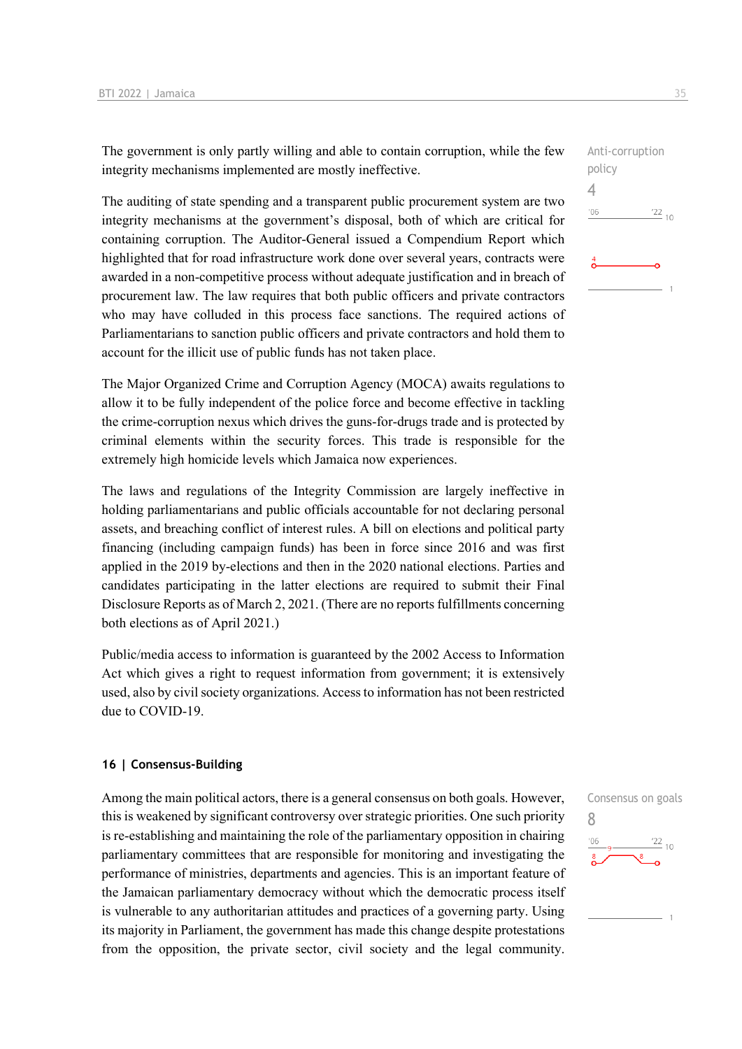Anti-corruption policy
4

The government is only partly willing and able to contain corruption, while the few integrity mechanisms implemented are mostly ineffective.

The auditing of state spending and a transparent public procurement system are two integrity mechanisms at the government's disposal, both of which are critical for containing corruption. The Auditor-General issued a Compendium Report which highlighted that for road infrastructure work done over several years, contracts were awarded in a non-competitive process without adequate justification and in breach of procurement law. The law requires that both public officers and private contractors who may have colluded in this process face sanctions. The required actions of Parliamentarians to sanction public officers and private contractors and hold them to account for the illicit use of public funds has not taken place.

The Major Organized Crime and Corruption Agency (MOCA) awaits regulations to allow it to be fully independent of the police force and become effective in tackling the crime-corruption nexus which drives the guns-for-drugs trade and is protected by criminal elements within the security forces. This trade is responsible for the extremely high homicide levels which Jamaica now experiences.

The laws and regulations of the Integrity Commission are largely ineffective in holding parliamentarians and public officials accountable for not declaring personal assets, and breaching conflict of interest rules. A bill on elections and political party financing (including campaign funds) has been in force since 2016 and was first applied in the 2019 by-elections and then in the 2020 national elections. Parties and candidates participating in the latter elections are required to submit their Final Disclosure Reports as of March 2, 2021. (There are no reports fulfillments concerning both elections as of April 2021.)

Public/media access to information is guaranteed by the 2002 Access to Information Act which gives a right to request information from government; it is extensively used, also by civil society organizations. Access to information has not been restricted due to COVID-19.

## 16 | Consensus-Building

Consensus on goals
8

Among the main political actors, there is a general consensus on both goals. However, this is weakened by significant controversy over strategic priorities. One such priority is re-establishing and maintaining the role of the parliamentary opposition in chairing parliamentary committees that are responsible for monitoring and investigating the performance of ministries, departments and agencies. This is an important feature of the Jamaican parliamentary democracy without which the democratic process itself is vulnerable to any authoritarian attitudes and practices of a governing party. Using its majority in Parliament, the government has made this change despite protestations from the opposition, the private sector, civil society and the legal community.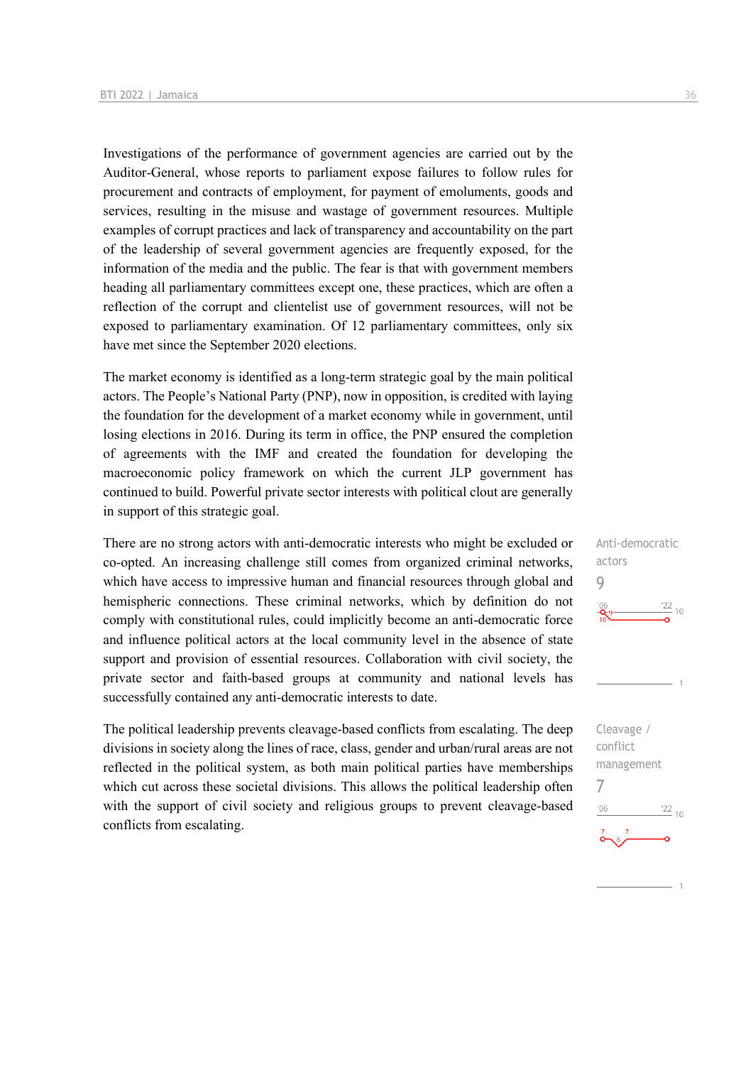Investigations of the performance of government agencies are carried out by the Auditor-General, whose reports to parliament expose failures to follow rules for procurement and contracts of employment, for payment of emoluments, goods and services, resulting in the misuse and wastage of government resources. Multiple examples of corrupt practices and lack of transparency and accountability on the part of the leadership of several government agencies are frequently exposed, for the information of the media and the public. The fear is that with government members heading all parliamentary committees except one, these practices, which are often a reflection of the corrupt and clientelist use of government resources, will not be exposed to parliamentary examination. Of 12 parliamentary committees, only six have met since the September 2020 elections.

The market economy is identified as a long-term strategic goal by the main political actors. The People's National Party (PNP), now in opposition, is credited with laying the foundation for the development of a market economy while in government, until losing elections in 2016. During its term in office, the PNP ensured the completion of agreements with the IMF and created the foundation for developing the macroeconomic policy framework on which the current JLP government has continued to build. Powerful private sector interests with political clout are generally in support of this strategic goal.

Anti-democratic actors
9

There are no strong actors with anti-democratic interests who might be excluded or co-opted. An increasing challenge still comes from organized criminal networks, which have access to impressive human and financial resources through global and hemispheric connections. These criminal networks, which by definition do not comply with constitutional rules, could implicitly become an anti-democratic force and influence political actors at the local community level in the absence of state support and provision of essential resources. Collaboration with civil society, the private sector and faith-based groups at community and national levels has successfully contained any anti-democratic interests to date.

Cleavage / conflict management
7

The political leadership prevents cleavage-based conflicts from escalating. The deep divisions in society along the lines of race, class, gender and urban/rural areas are not reflected in the political system, as both main political parties have memberships which cut across these societal divisions. This allows the political leadership often with the support of civil society and religious groups to prevent cleavage-based conflicts from escalating.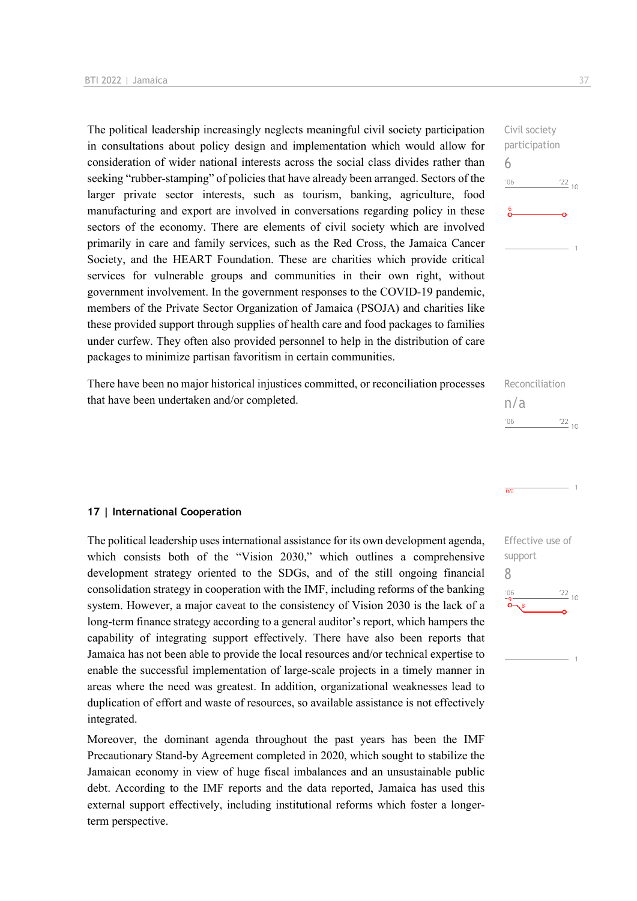The political leadership increasingly neglects meaningful civil society participation in consultations about policy design and implementation which would allow for consideration of wider national interests across the social class divides rather than seeking “rubber-stamping” of policies that have already been arranged. Sectors of the larger private sector interests, such as tourism, banking, agriculture, food manufacturing and export are involved in conversations regarding policy in these sectors of the economy. There are elements of civil society which are involved primarily in care and family services, such as the Red Cross, the Jamaica Cancer Society, and the HEART Foundation. These are charities which provide critical services for vulnerable groups and communities in their own right, without government involvement. In the government responses to the COVID-19 pandemic, members of the Private Sector Organization of Jamaica (PSOJA) and charities like these provided support through supplies of health care and food packages to families under curfew. They often also provided personnel to help in the distribution of care packages to minimize partisan favoritism in certain communities.

Civil society participation
6

There have been no major historical injustices committed, or reconciliation processes that have been undertaken and/or completed.

Reconciliation
n/a

## 17 | International Cooperation

The political leadership uses international assistance for its own development agenda, which consists both of the “Vision 2030,” which outlines a comprehensive development strategy oriented to the SDGs, and of the still ongoing financial consolidation strategy in cooperation with the IMF, including reforms of the banking system. However, a major caveat to the consistency of Vision 2030 is the lack of a long-term finance strategy according to a general auditor’s report, which hampers the capability of integrating support effectively. There have also been reports that Jamaica has not been able to provide the local resources and/or technical expertise to enable the successful implementation of large-scale projects in a timely manner in areas where the need was greatest. In addition, organizational weaknesses lead to duplication of effort and waste of resources, so available assistance is not effectively integrated.

Effective use of support
8

Moreover, the dominant agenda throughout the past years has been the IMF Precautionary Stand-by Agreement completed in 2020, which sought to stabilize the Jamaican economy in view of huge fiscal imbalances and an unsustainable public debt. According to the IMF reports and the data reported, Jamaica has used this external support effectively, including institutional reforms which foster a longer-term perspective.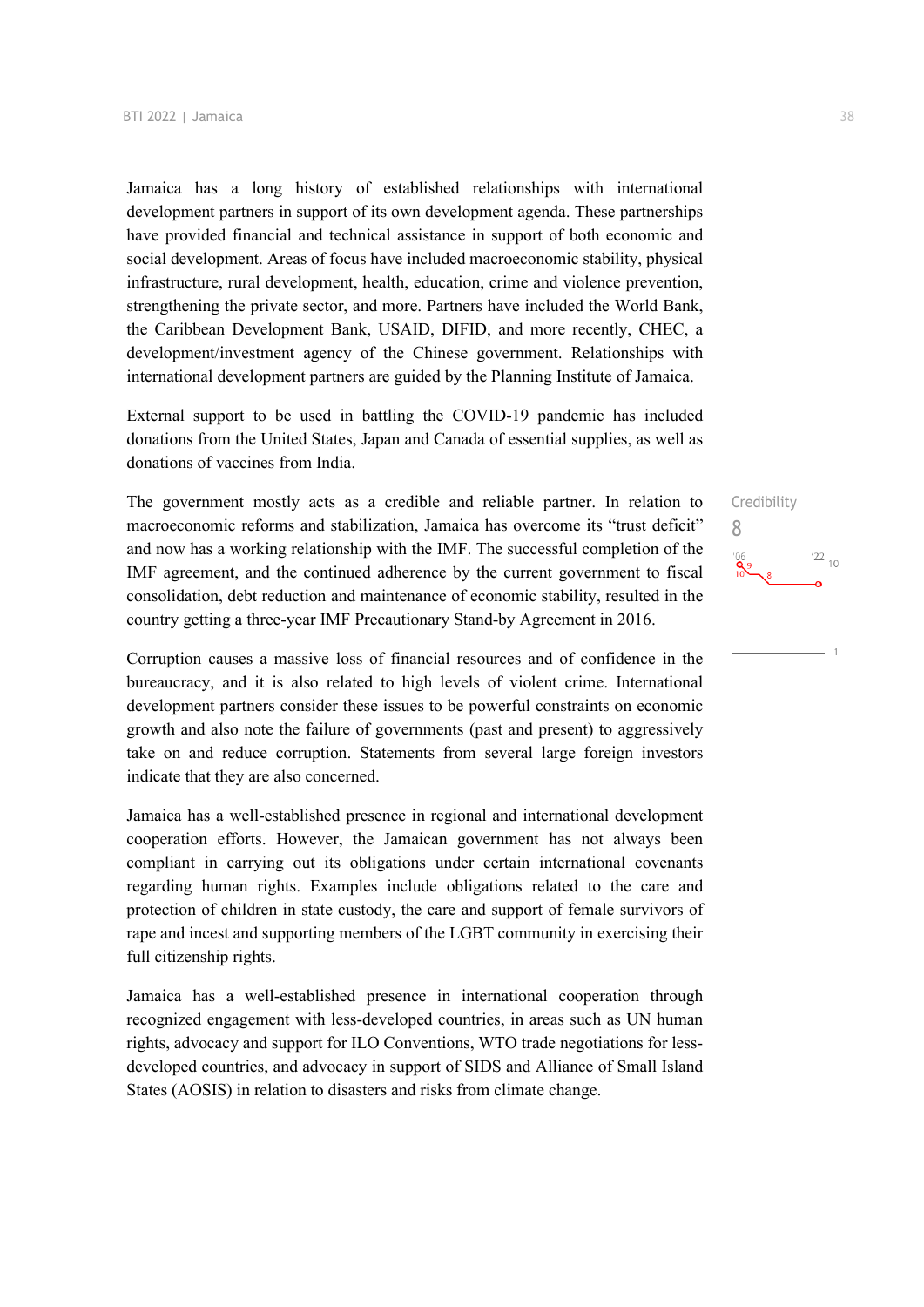Jamaica has a long history of established relationships with international development partners in support of its own development agenda. These partnerships have provided financial and technical assistance in support of both economic and social development. Areas of focus have included macroeconomic stability, physical infrastructure, rural development, health, education, crime and violence prevention, strengthening the private sector, and more. Partners have included the World Bank, the Caribbean Development Bank, USAID, DIFID, and more recently, CHEC, a development/investment agency of the Chinese government. Relationships with international development partners are guided by the Planning Institute of Jamaica.

External support to be used in battling the COVID-19 pandemic has included donations from the United States, Japan and Canada of essential supplies, as well as donations of vaccines from India.

Credibility
8

The government mostly acts as a credible and reliable partner. In relation to macroeconomic reforms and stabilization, Jamaica has overcome its “trust deficit” and now has a working relationship with the IMF. The successful completion of the IMF agreement, and the continued adherence by the current government to fiscal consolidation, debt reduction and maintenance of economic stability, resulted in the country getting a three-year IMF Precautionary Stand-by Agreement in 2016.

Corruption causes a massive loss of financial resources and of confidence in the bureaucracy, and it is also related to high levels of violent crime. International development partners consider these issues to be powerful constraints on economic growth and also note the failure of governments (past and present) to aggressively take on and reduce corruption. Statements from several large foreign investors indicate that they are also concerned.

Jamaica has a well-established presence in regional and international development cooperation efforts. However, the Jamaican government has not always been compliant in carrying out its obligations under certain international covenants regarding human rights. Examples include obligations related to the care and protection of children in state custody, the care and support of female survivors of rape and incest and supporting members of the LGBT community in exercising their full citizenship rights.

Jamaica has a well-established presence in international cooperation through recognized engagement with less-developed countries, in areas such as UN human rights, advocacy and support for ILO Conventions, WTO trade negotiations for less-developed countries, and advocacy in support of SIDS and Alliance of Small Island States (AOSIS) in relation to disasters and risks from climate change.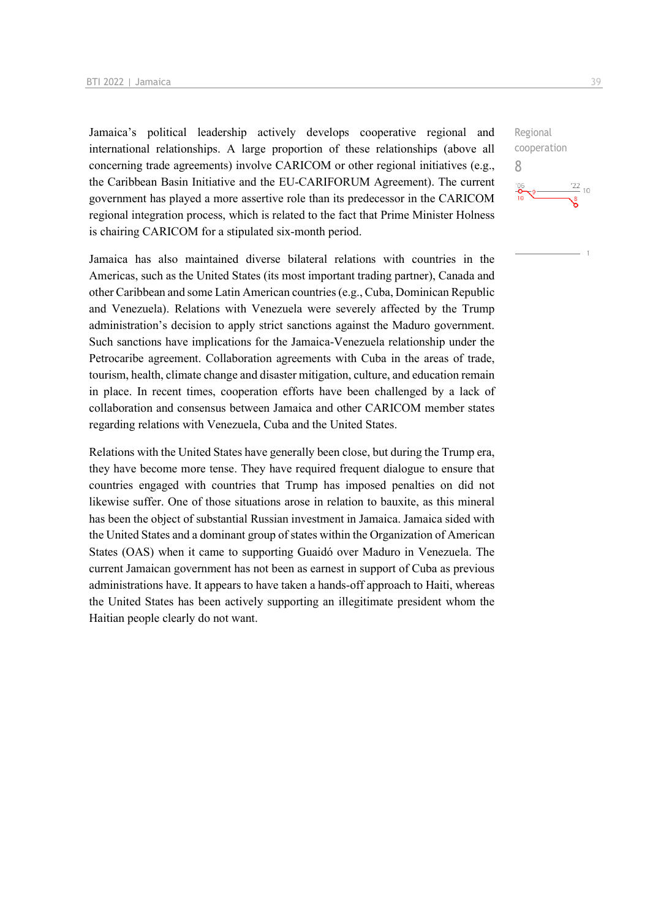Regional cooperation
8

Jamaica's political leadership actively develops cooperative regional and international relationships. A large proportion of these relationships (above all concerning trade agreements) involve CARICOM or other regional initiatives (e.g., the Caribbean Basin Initiative and the EU-CARIFORUM Agreement). The current government has played a more assertive role than its predecessor in the CARICOM regional integration process, which is related to the fact that Prime Minister Holness is chairing CARICOM for a stipulated six-month period.

Jamaica has also maintained diverse bilateral relations with countries in the Americas, such as the United States (its most important trading partner), Canada and other Caribbean and some Latin American countries (e.g., Cuba, Dominican Republic and Venezuela). Relations with Venezuela were severely affected by the Trump administration's decision to apply strict sanctions against the Maduro government. Such sanctions have implications for the Jamaica-Venezuela relationship under the Petrocaribe agreement. Collaboration agreements with Cuba in the areas of trade, tourism, health, climate change and disaster mitigation, culture, and education remain in place. In recent times, cooperation efforts have been challenged by a lack of collaboration and consensus between Jamaica and other CARICOM member states regarding relations with Venezuela, Cuba and the United States.

Relations with the United States have generally been close, but during the Trump era, they have become more tense. They have required frequent dialogue to ensure that countries engaged with countries that Trump has imposed penalties on did not likewise suffer. One of those situations arose in relation to bauxite, as this mineral has been the object of substantial Russian investment in Jamaica. Jamaica sided with the United States and a dominant group of states within the Organization of American States (OAS) when it came to supporting Guaidó over Maduro in Venezuela. The current Jamaican government has not been as earnest in support of Cuba as previous administrations have. It appears to have taken a hands-off approach to Haiti, whereas the United States has been actively supporting an illegitimate president whom the Haitian people clearly do not want.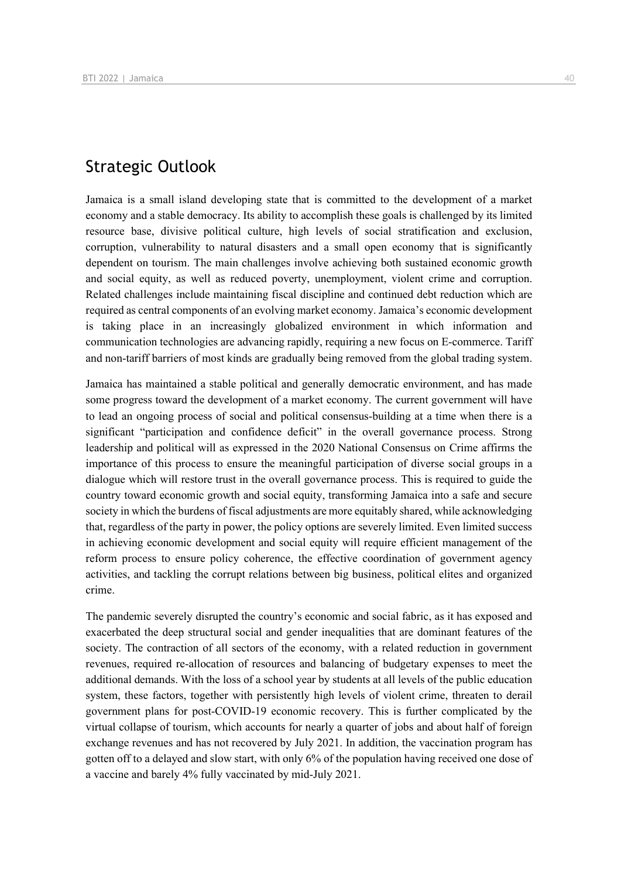## Strategic Outlook

Jamaica is a small island developing state that is committed to the development of a market economy and a stable democracy. Its ability to accomplish these goals is challenged by its limited resource base, divisive political culture, high levels of social stratification and exclusion, corruption, vulnerability to natural disasters and a small open economy that is significantly dependent on tourism. The main challenges involve achieving both sustained economic growth and social equity, as well as reduced poverty, unemployment, violent crime and corruption. Related challenges include maintaining fiscal discipline and continued debt reduction which are required as central components of an evolving market economy. Jamaica's economic development is taking place in an increasingly globalized environment in which information and communication technologies are advancing rapidly, requiring a new focus on E-commerce. Tariff and non-tariff barriers of most kinds are gradually being removed from the global trading system.

Jamaica has maintained a stable political and generally democratic environment, and has made some progress toward the development of a market economy. The current government will have to lead an ongoing process of social and political consensus-building at a time when there is a significant "participation and confidence deficit" in the overall governance process. Strong leadership and political will as expressed in the 2020 National Consensus on Crime affirms the importance of this process to ensure the meaningful participation of diverse social groups in a dialogue which will restore trust in the overall governance process. This is required to guide the country toward economic growth and social equity, transforming Jamaica into a safe and secure society in which the burdens of fiscal adjustments are more equitably shared, while acknowledging that, regardless of the party in power, the policy options are severely limited. Even limited success in achieving economic development and social equity will require efficient management of the reform process to ensure policy coherence, the effective coordination of government agency activities, and tackling the corrupt relations between big business, political elites and organized crime.

The pandemic severely disrupted the country's economic and social fabric, as it has exposed and exacerbated the deep structural social and gender inequalities that are dominant features of the society. The contraction of all sectors of the economy, with a related reduction in government revenues, required re-allocation of resources and balancing of budgetary expenses to meet the additional demands. With the loss of a school year by students at all levels of the public education system, these factors, together with persistently high levels of violent crime, threaten to derail government plans for post-COVID-19 economic recovery. This is further complicated by the virtual collapse of tourism, which accounts for nearly a quarter of jobs and about half of foreign exchange revenues and has not recovered by July 2021. In addition, the vaccination program has gotten off to a delayed and slow start, with only 6% of the population having received one dose of a vaccine and barely 4% fully vaccinated by mid-July 2021.